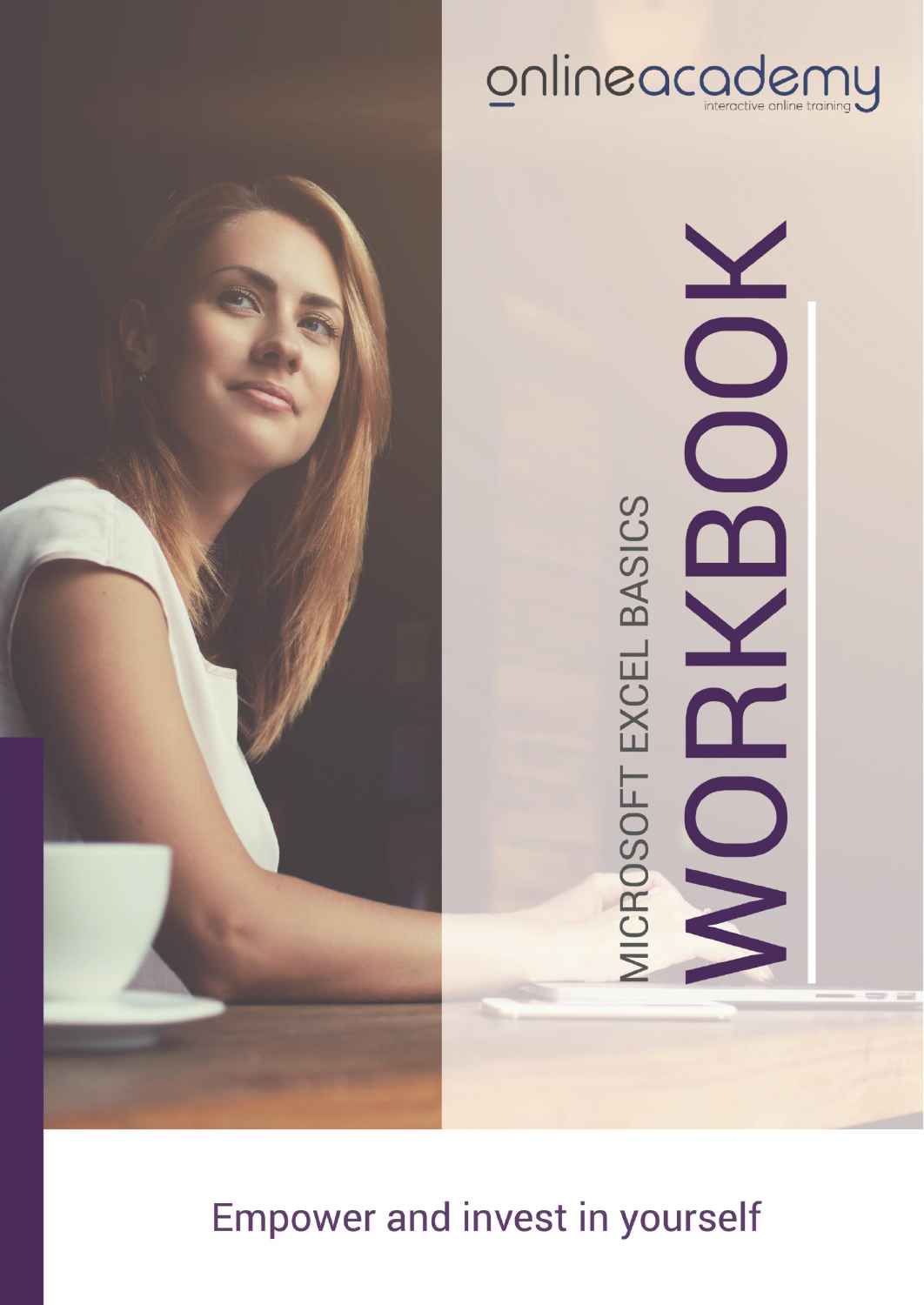onlineacademy

interactive online training

# MICROSOFT EXCEL BASICS WORKBOOK

Empower and invest in yourself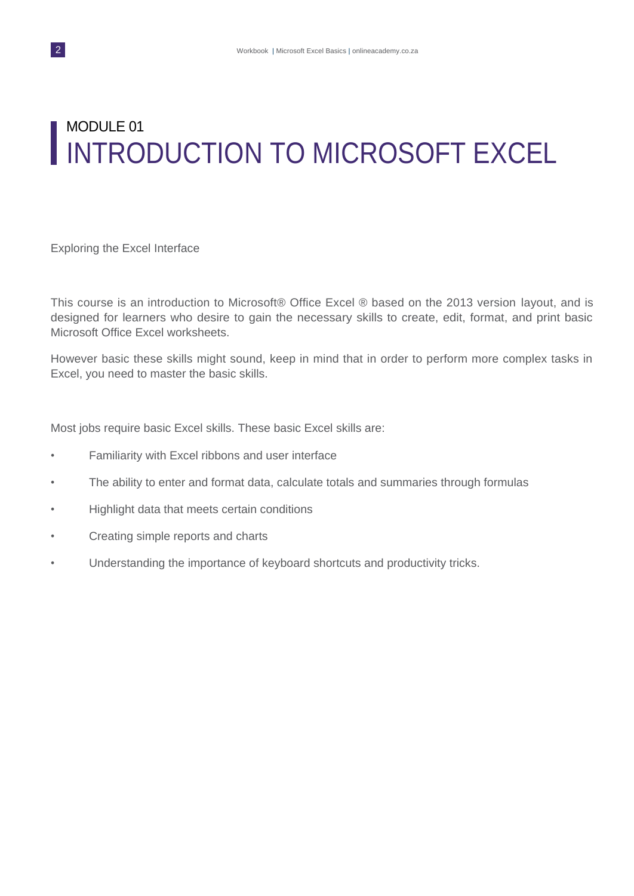# MODULE 01
# INTRODUCTION TO MICROSOFT EXCEL

Exploring the Excel Interface

This course is an introduction to Microsoft® Office Excel ® based on the 2013 version layout, and is designed for learners who desire to gain the necessary skills to create, edit, format, and print basic Microsoft Office Excel worksheets.

However basic these skills might sound, keep in mind that in order to perform more complex tasks in Excel, you need to master the basic skills.

Most jobs require basic Excel skills. These basic Excel skills are:

- Familiarity with Excel ribbons and user interface
- The ability to enter and format data, calculate totals and summaries through formulas
- Highlight data that meets certain conditions
- Creating simple reports and charts
- Understanding the importance of keyboard shortcuts and productivity tricks.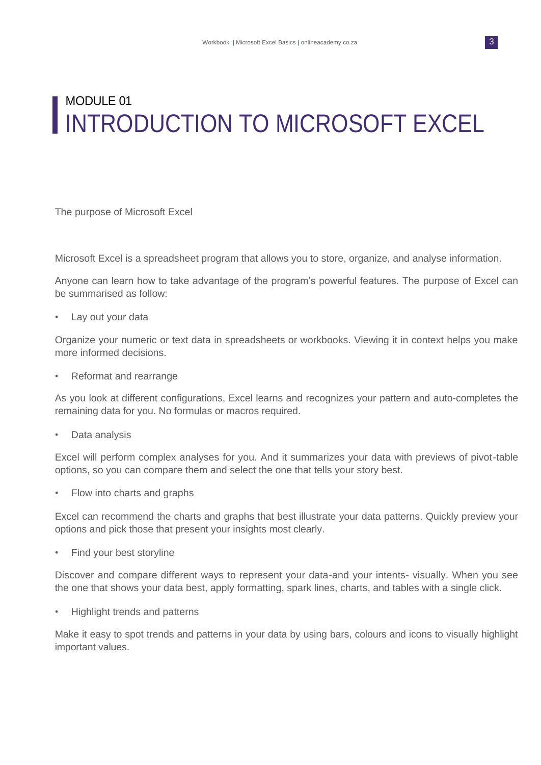# MODULE 01
# INTRODUCTION TO MICROSOFT EXCEL

The purpose of Microsoft Excel

Microsoft Excel is a spreadsheet program that allows you to store, organize, and analyse information.

Anyone can learn how to take advantage of the program's powerful features. The purpose of Excel can be summarised as follow:

- Lay out your data

Organize your numeric or text data in spreadsheets or workbooks. Viewing it in context helps you make more informed decisions.

- Reformat and rearrange

As you look at different configurations, Excel learns and recognizes your pattern and auto-completes the remaining data for you. No formulas or macros required.

- Data analysis

Excel will perform complex analyses for you. And it summarizes your data with previews of pivot-table options, so you can compare them and select the one that tells your story best.

- Flow into charts and graphs

Excel can recommend the charts and graphs that best illustrate your data patterns. Quickly preview your options and pick those that present your insights most clearly.

- Find your best storyline

Discover and compare different ways to represent your data-and your intents- visually. When you see the one that shows your data best, apply formatting, spark lines, charts, and tables with a single click.

- Highlight trends and patterns

Make it easy to spot trends and patterns in your data by using bars, colours and icons to visually highlight important values.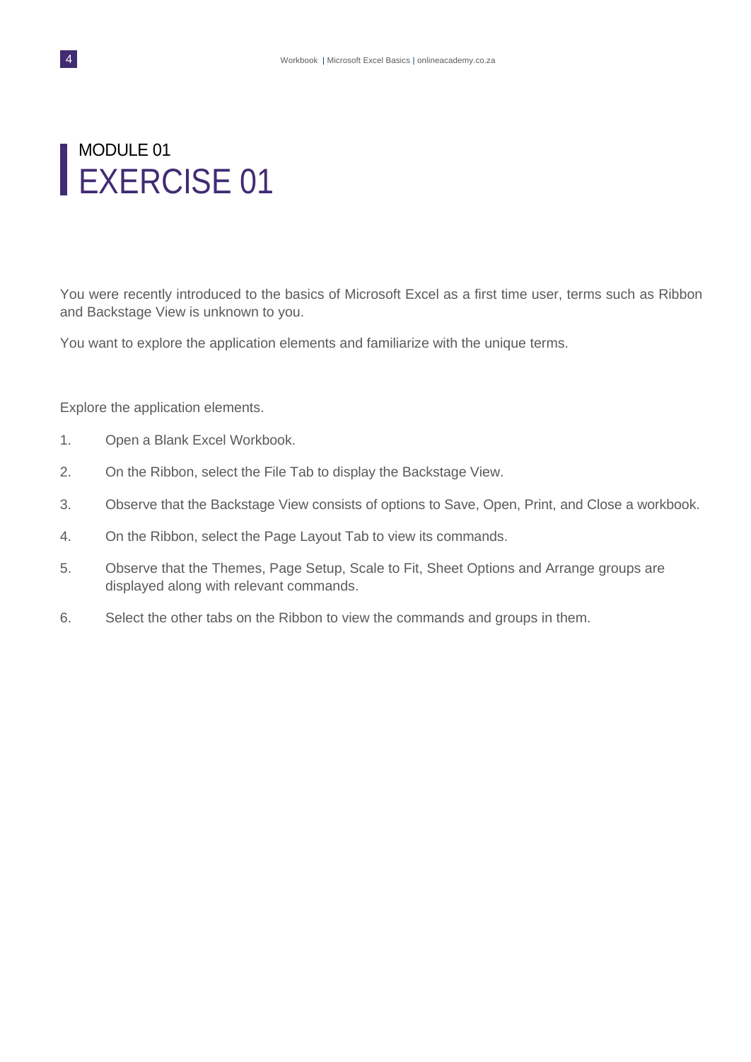# MODULE 01

# EXERCISE 01

You were recently introduced to the basics of Microsoft Excel as a first time user, terms such as Ribbon and Backstage View is unknown to you.

You want to explore the application elements and familiarize with the unique terms.

Explore the application elements.

1. Open a Blank Excel Workbook.
2. On the Ribbon, select the File Tab to display the Backstage View.
3. Observe that the Backstage View consists of options to Save, Open, Print, and Close a workbook.
4. On the Ribbon, select the Page Layout Tab to view its commands.
5. Observe that the Themes, Page Setup, Scale to Fit, Sheet Options and Arrange groups are displayed along with relevant commands.
6. Select the other tabs on the Ribbon to view the commands and groups in them.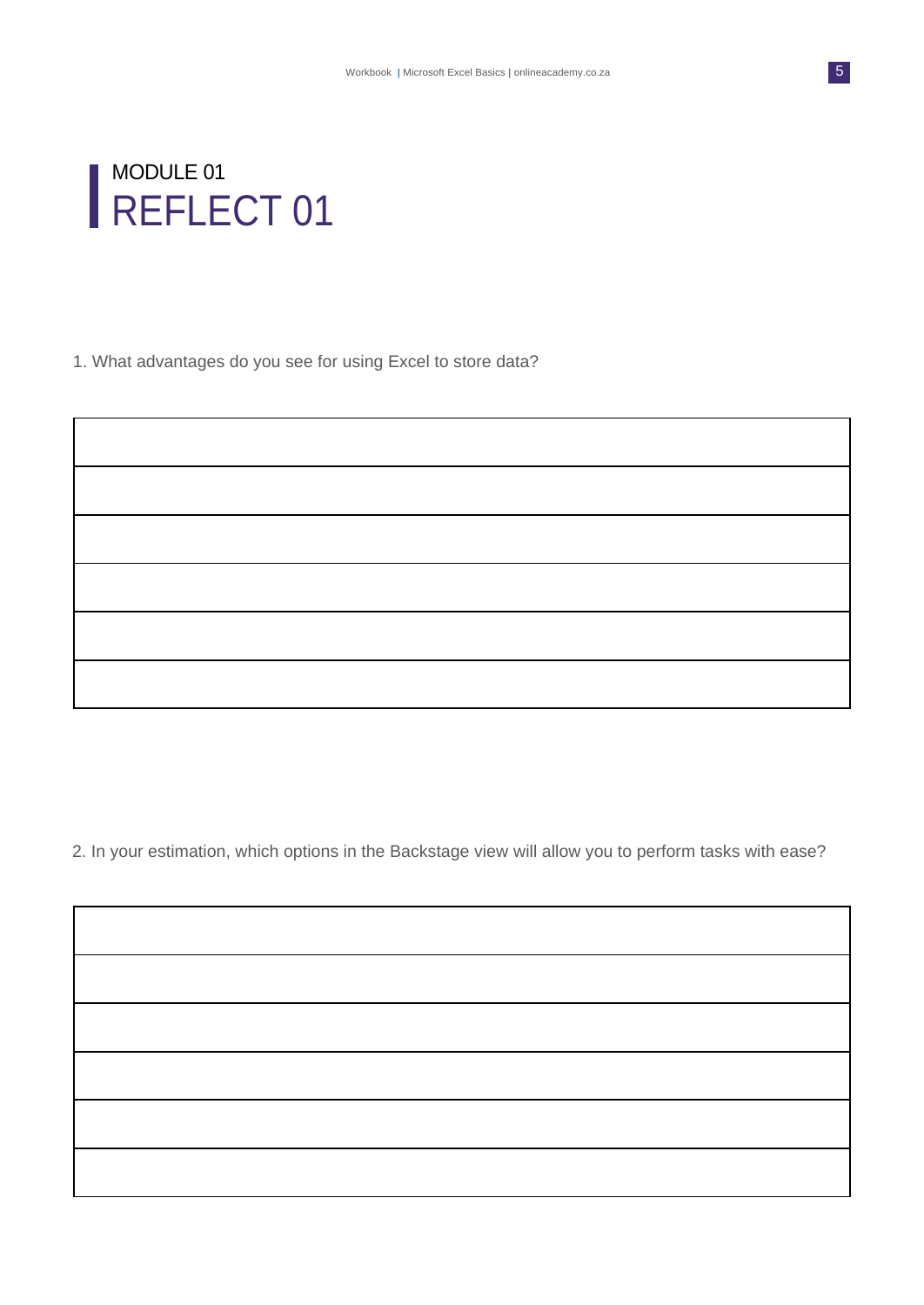MODULE 01

# REFLECT 01

1. What advantages do you see for using Excel to store data?

| |
|---|
| |
| |
| |
| |
| |
| |

2. In your estimation, which options in the Backstage view will allow you to perform tasks with ease?

| |
|---|
| |
| |
| |
| |
| |
| |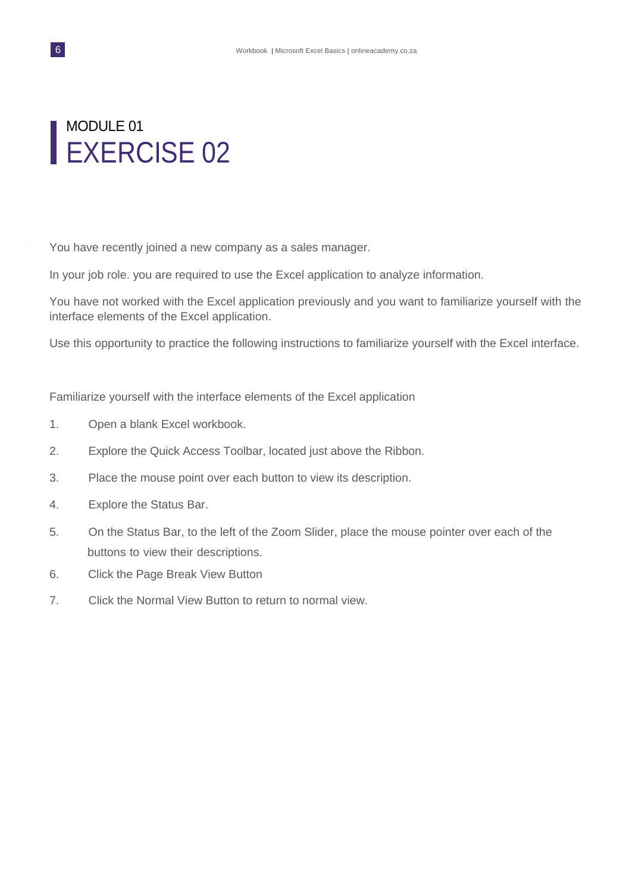## MODULE 01

# EXERCISE 02

You have recently joined a new company as a sales manager.

In your job role. you are required to use the Excel application to analyze information.

You have not worked with the Excel application previously and you want to familiarize yourself with the interface elements of the Excel application.

Use this opportunity to practice the following instructions to familiarize yourself with the Excel interface.

Familiarize yourself with the interface elements of the Excel application

1. Open a blank Excel workbook.
2. Explore the Quick Access Toolbar, located just above the Ribbon.
3. Place the mouse point over each button to view its description.
4. Explore the Status Bar.
5. On the Status Bar, to the left of the Zoom Slider, place the mouse pointer over each of the buttons to view their descriptions.
6. Click the Page Break View Button
7. Click the Normal View Button to return to normal view.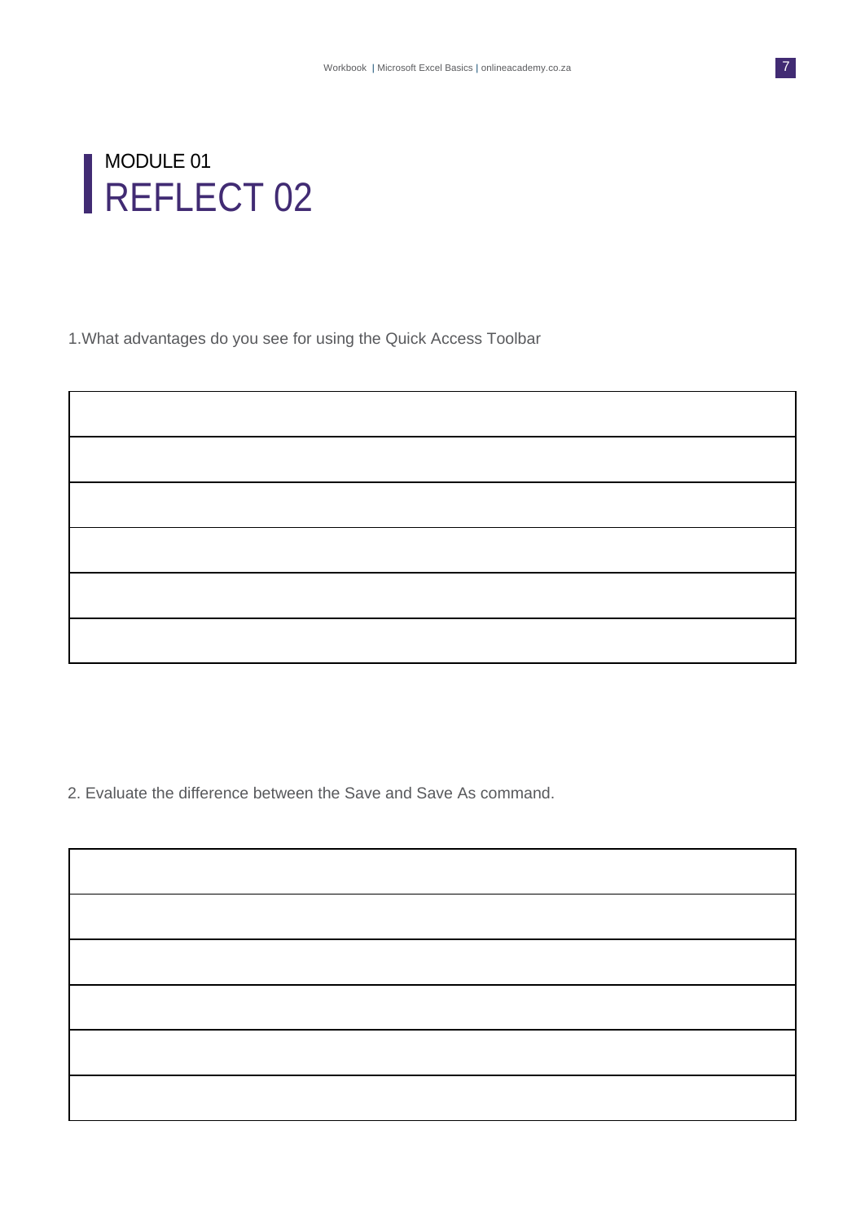# MODULE 01
## REFLECT 02

1.What advantages do you see for using the Quick Access Toolbar

| |
|---|
| |
| |
| |
| |
| |
| |

2. Evaluate the difference between the Save and Save As command.

| |
|---|
| |
| |
| |
| |
| |
| |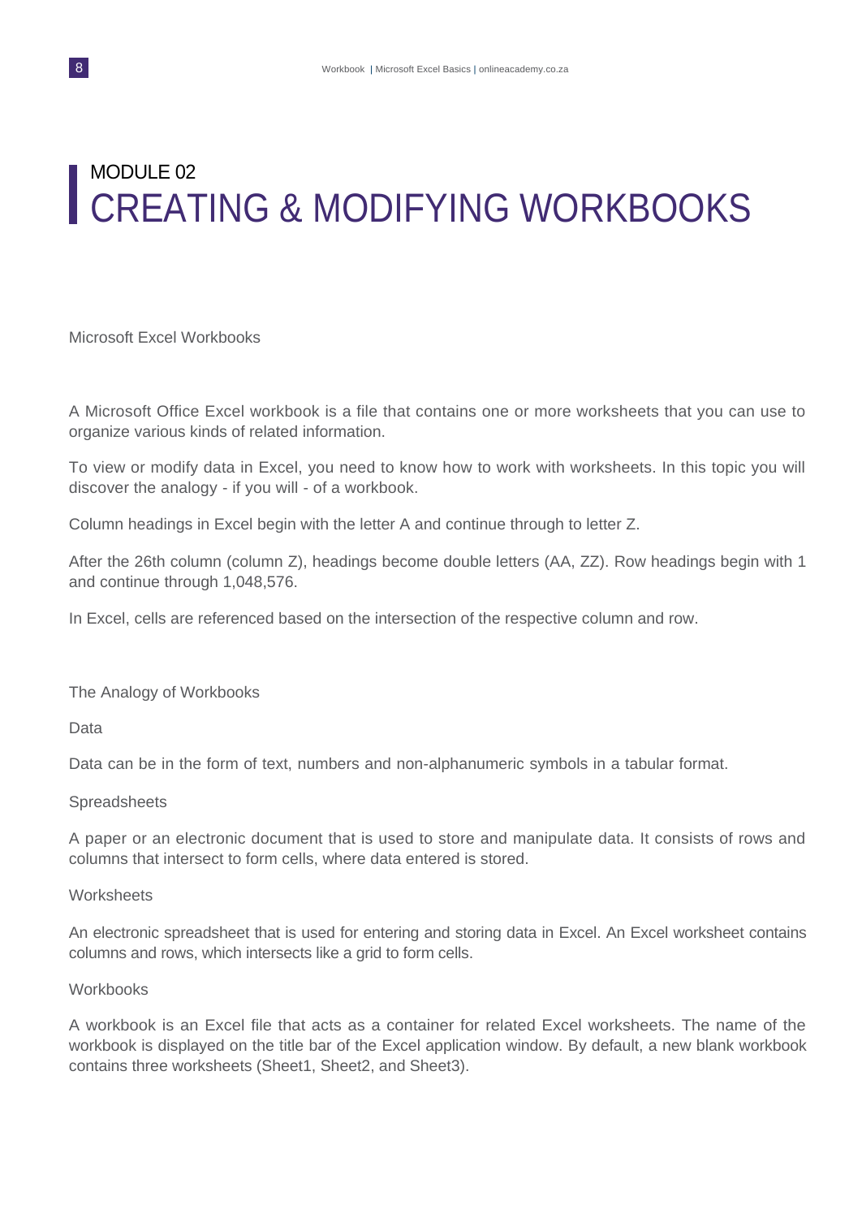# MODULE 02
# CREATING & MODIFYING WORKBOOKS

## Microsoft Excel Workbooks

A Microsoft Office Excel workbook is a file that contains one or more worksheets that you can use to organize various kinds of related information.

To view or modify data in Excel, you need to know how to work with worksheets. In this topic you will discover the analogy - if you will - of a workbook.

Column headings in Excel begin with the letter A and continue through to letter Z.

After the 26th column (column Z), headings become double letters (AA, ZZ). Row headings begin with 1 and continue through 1,048,576.

In Excel, cells are referenced based on the intersection of the respective column and row.

## The Analogy of Workbooks

### Data

Data can be in the form of text, numbers and non-alphanumeric symbols in a tabular format.

### Spreadsheets

A paper or an electronic document that is used to store and manipulate data. It consists of rows and columns that intersect to form cells, where data entered is stored.

### Worksheets

An electronic spreadsheet that is used for entering and storing data in Excel. An Excel worksheet contains columns and rows, which intersects like a grid to form cells.

### Workbooks

A workbook is an Excel file that acts as a container for related Excel worksheets. The name of the workbook is displayed on the title bar of the Excel application window. By default, a new blank workbook contains three worksheets (Sheet1, Sheet2, and Sheet3).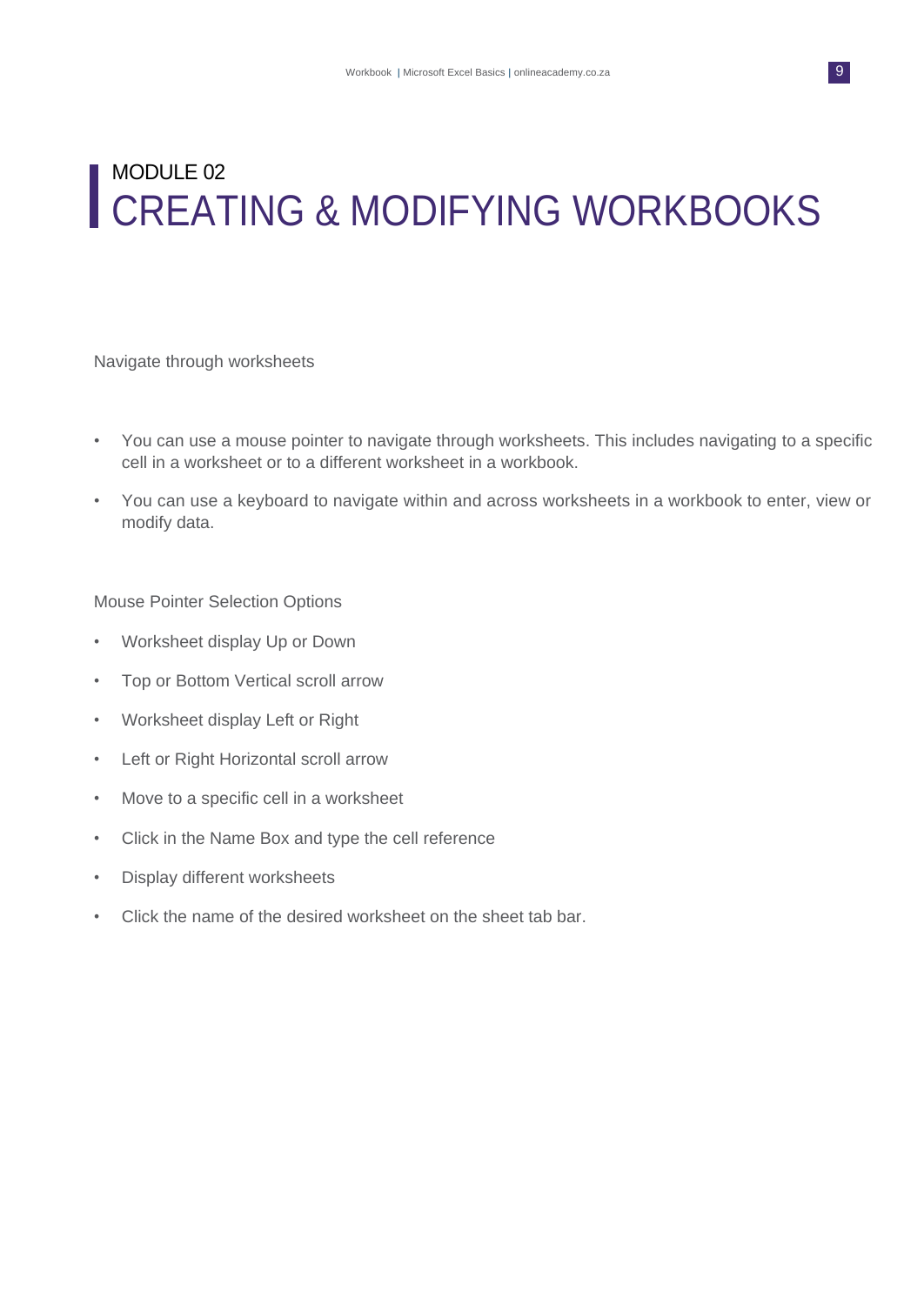# MODULE 02
# CREATING & MODIFYING WORKBOOKS

Navigate through worksheets

- You can use a mouse pointer to navigate through worksheets. This includes navigating to a specific cell in a worksheet or to a different worksheet in a workbook.
- You can use a keyboard to navigate within and across worksheets in a workbook to enter, view or modify data.

Mouse Pointer Selection Options

- Worksheet display Up or Down
- Top or Bottom Vertical scroll arrow
- Worksheet display Left or Right
- Left or Right Horizontal scroll arrow
- Move to a specific cell in a worksheet
- Click in the Name Box and type the cell reference
- Display different worksheets
- Click the name of the desired worksheet on the sheet tab bar.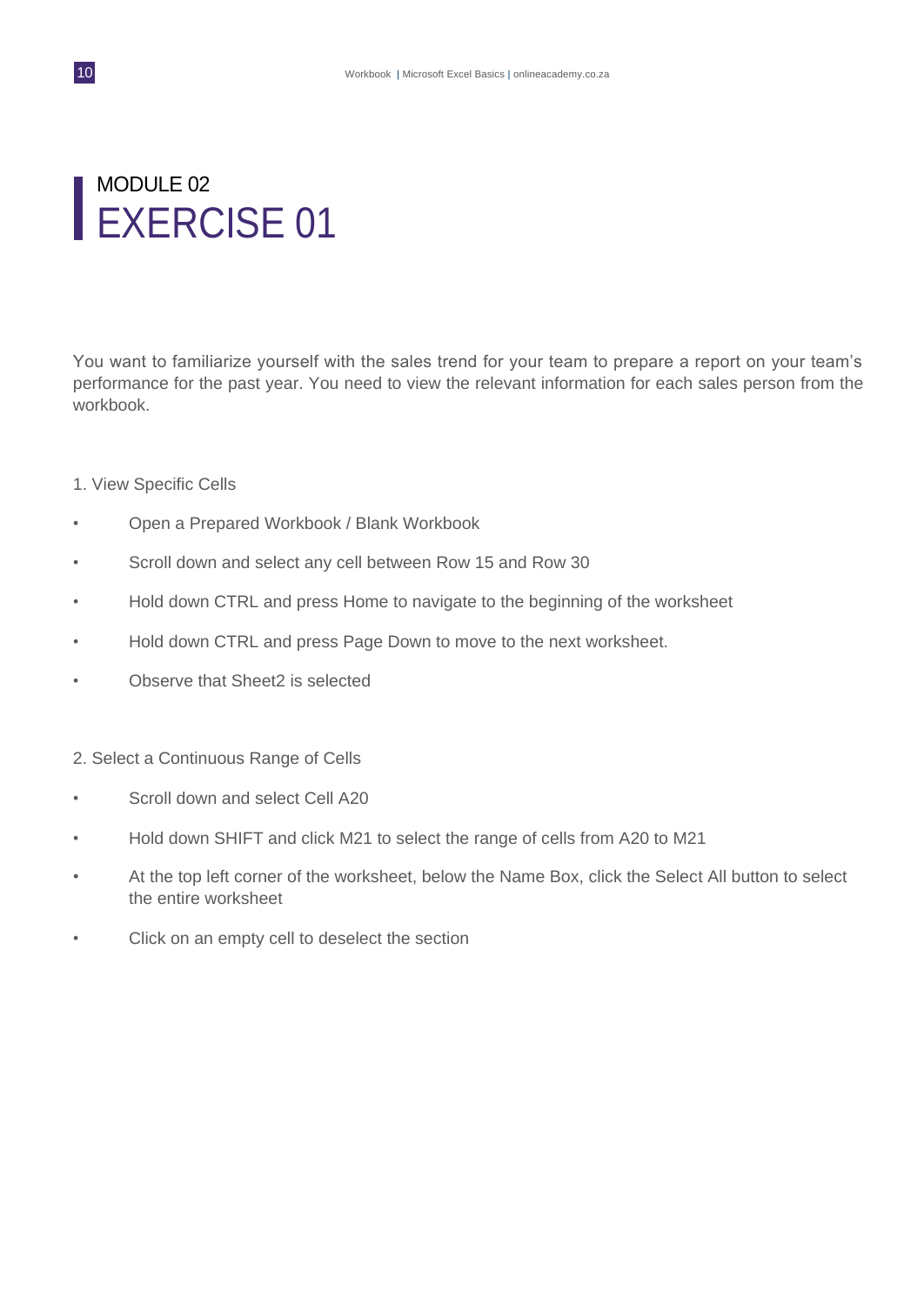## MODULE 02

# EXERCISE 01

You want to familiarize yourself with the sales trend for your team to prepare a report on your team's performance for the past year. You need to view the relevant information for each sales person from the workbook.

1. View Specific Cells

- Open a Prepared Workbook / Blank Workbook
- Scroll down and select any cell between Row 15 and Row 30
- Hold down CTRL and press Home to navigate to the beginning of the worksheet
- Hold down CTRL and press Page Down to move to the next worksheet.
- Observe that Sheet2 is selected

2. Select a Continuous Range of Cells

- Scroll down and select Cell A20
- Hold down SHIFT and click M21 to select the range of cells from A20 to M21
- At the top left corner of the worksheet, below the Name Box, click the Select All button to select the entire worksheet
- Click on an empty cell to deselect the section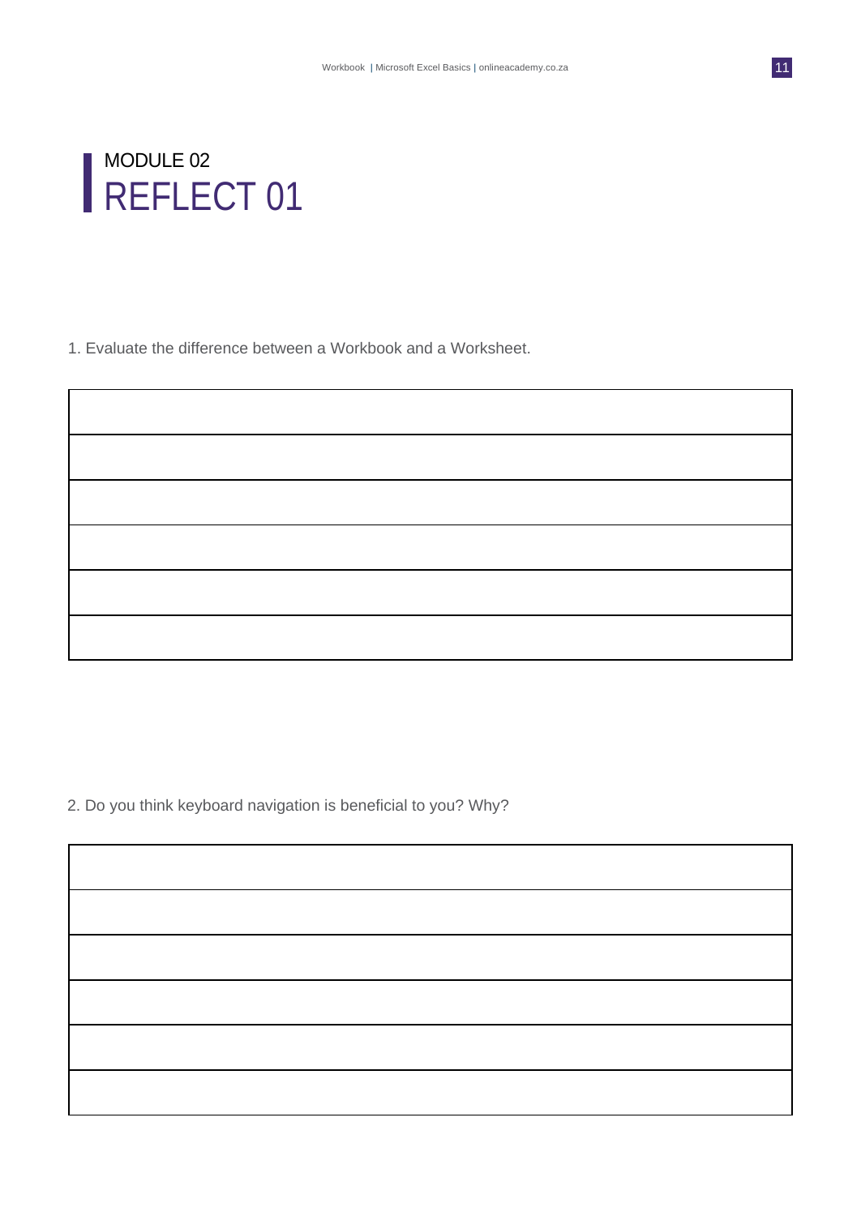# MODULE 02
## REFLECT 01

1. Evaluate the difference between a Workbook and a Worksheet.

|  |
|---|
|  |
|  |
|  |
|  |
|  |

2. Do you think keyboard navigation is beneficial to you? Why?

|  |
|---|
|  |
|  |
|  |
|  |
|  |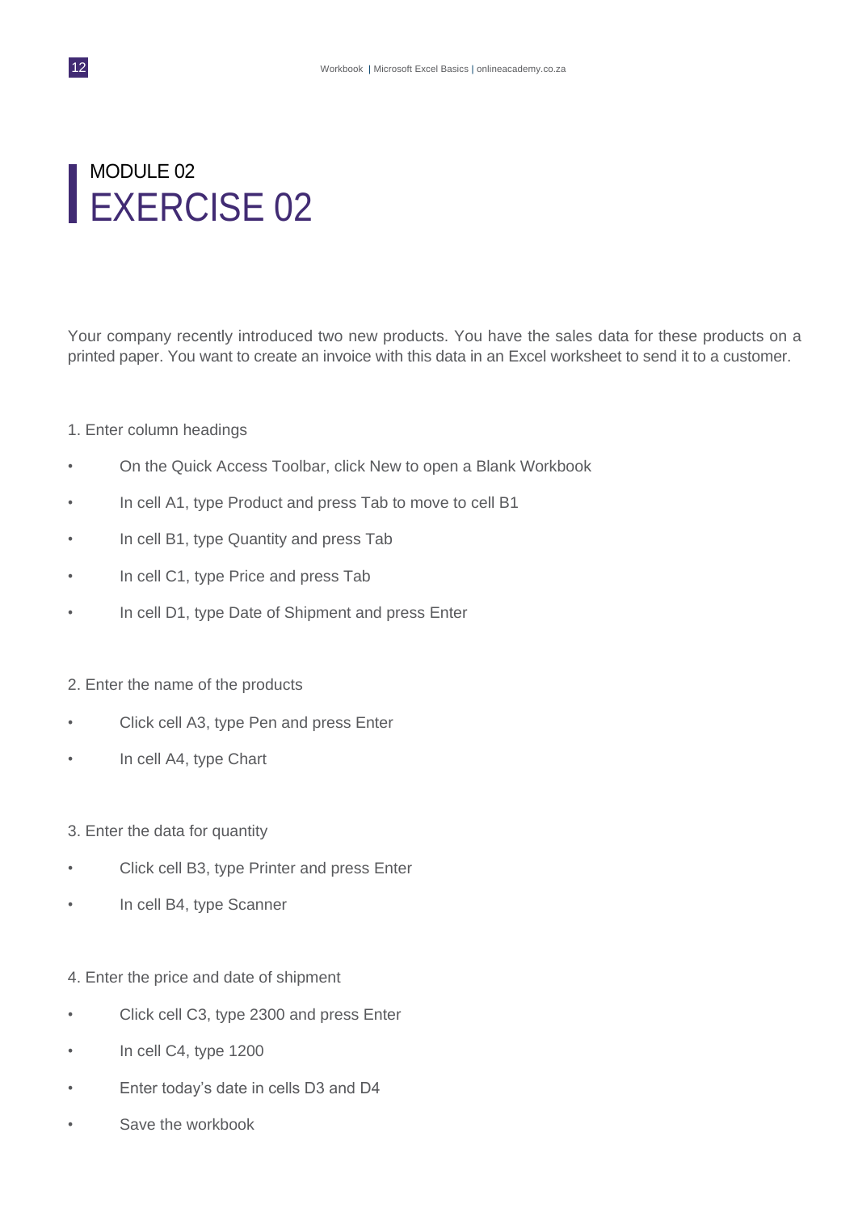# MODULE 02

## EXERCISE 02

Your company recently introduced two new products. You have the sales data for these products on a printed paper. You want to create an invoice with this data in an Excel worksheet to send it to a customer.

1. Enter column headings

- On the Quick Access Toolbar, click New to open a Blank Workbook
- In cell A1, type Product and press Tab to move to cell B1
- In cell B1, type Quantity and press Tab
- In cell C1, type Price and press Tab
- In cell D1, type Date of Shipment and press Enter

2. Enter the name of the products

- Click cell A3, type Pen and press Enter
- In cell A4, type Chart

3. Enter the data for quantity

- Click cell B3, type Printer and press Enter
- In cell B4, type Scanner

4. Enter the price and date of shipment

- Click cell C3, type 2300 and press Enter
- In cell C4, type 1200
- Enter today's date in cells D3 and D4
- Save the workbook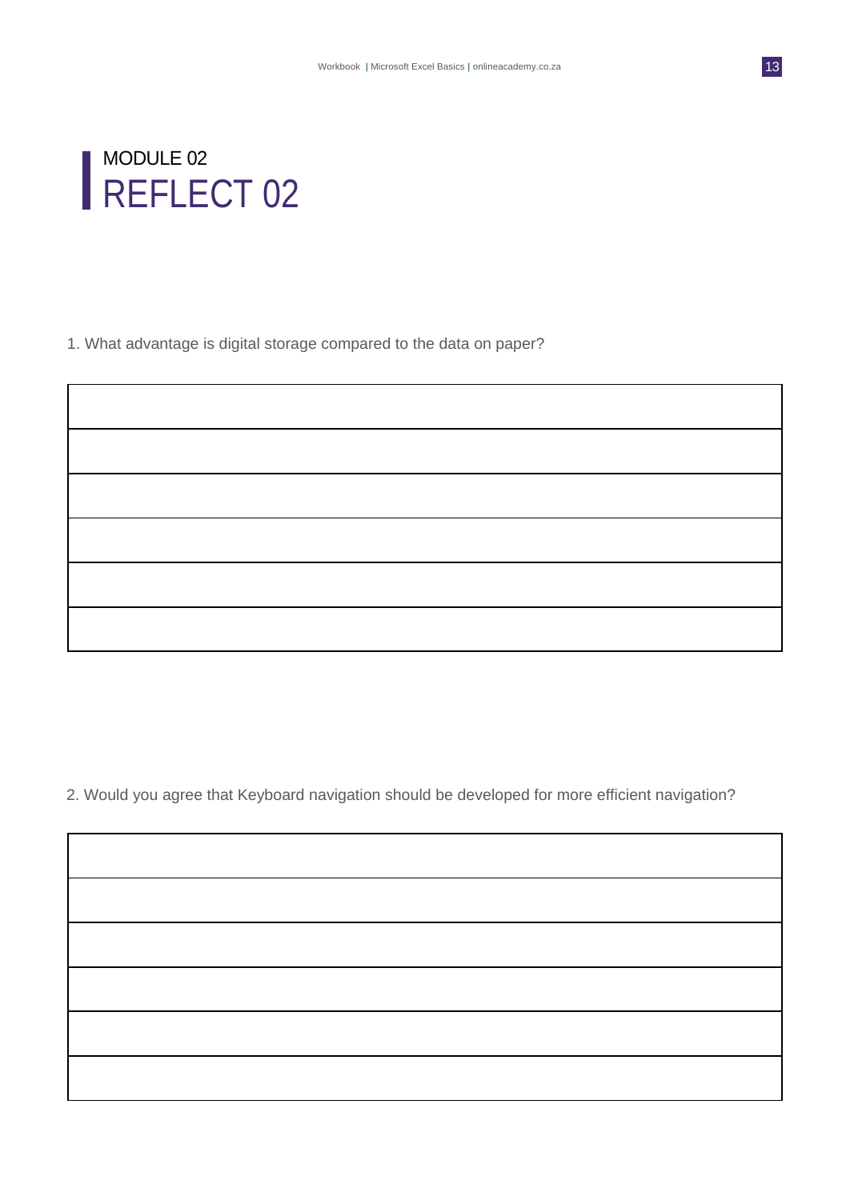## MODULE 02

# REFLECT 02

1. What advantage is digital storage compared to the data on paper?

| |
|---|
| |
| |
| |
| |
| |
| |

2. Would you agree that Keyboard navigation should be developed for more efficient navigation?

| |
|---|
| |
| |
| |
| |
| |
| |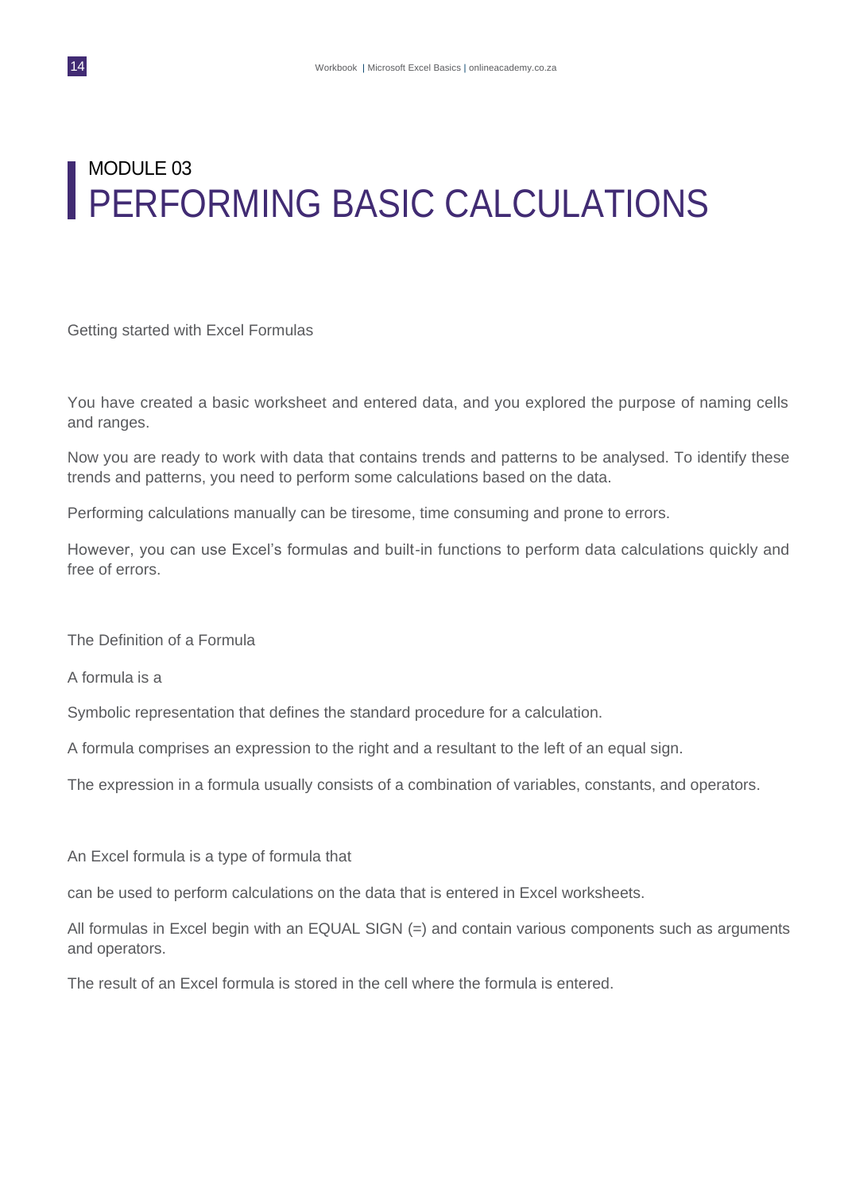MODULE 03

# PERFORMING BASIC CALCULATIONS

Getting started with Excel Formulas

You have created a basic worksheet and entered data, and you explored the purpose of naming cells and ranges.

Now you are ready to work with data that contains trends and patterns to be analysed. To identify these trends and patterns, you need to perform some calculations based on the data.

Performing calculations manually can be tiresome, time consuming and prone to errors.

However, you can use Excel's formulas and built-in functions to perform data calculations quickly and free of errors.

The Definition of a Formula

A formula is a

Symbolic representation that defines the standard procedure for a calculation.

A formula comprises an expression to the right and a resultant to the left of an equal sign.

The expression in a formula usually consists of a combination of variables, constants, and operators.

An Excel formula is a type of formula that

can be used to perform calculations on the data that is entered in Excel worksheets.

All formulas in Excel begin with an EQUAL SIGN (=) and contain various components such as arguments and operators.

The result of an Excel formula is stored in the cell where the formula is entered.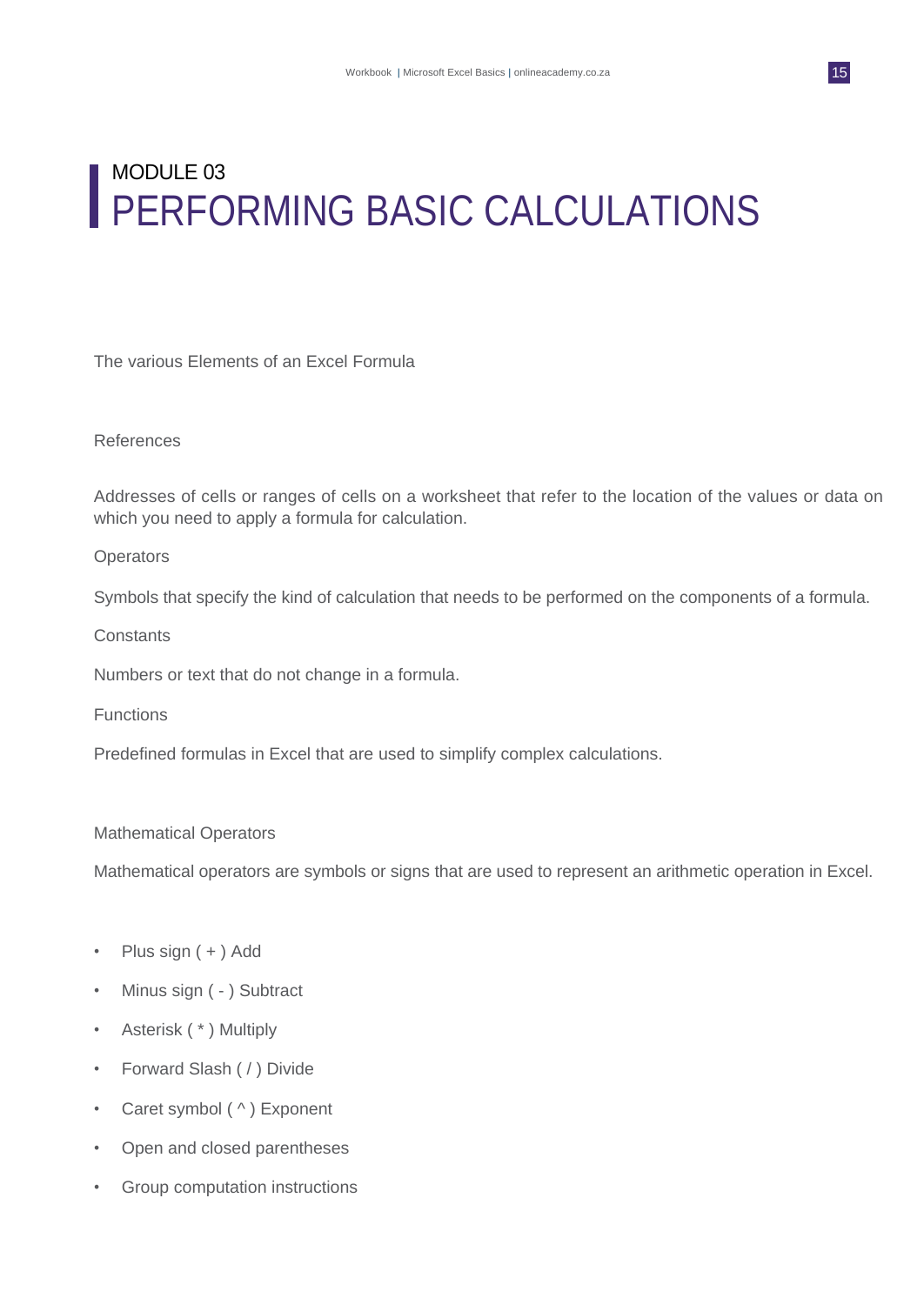# MODULE 03
# PERFORMING BASIC CALCULATIONS

The various Elements of an Excel Formula

References

Addresses of cells or ranges of cells on a worksheet that refer to the location of the values or data on which you need to apply a formula for calculation.

Operators

Symbols that specify the kind of calculation that needs to be performed on the components of a formula.

Constants

Numbers or text that do not change in a formula.

Functions

Predefined formulas in Excel that are used to simplify complex calculations.

Mathematical Operators

Mathematical operators are symbols or signs that are used to represent an arithmetic operation in Excel.

- Plus sign ( + ) Add
- Minus sign ( - ) Subtract
- Asterisk ( * ) Multiply
- Forward Slash ( / ) Divide
- Caret symbol ( ^ ) Exponent
- Open and closed parentheses
- Group computation instructions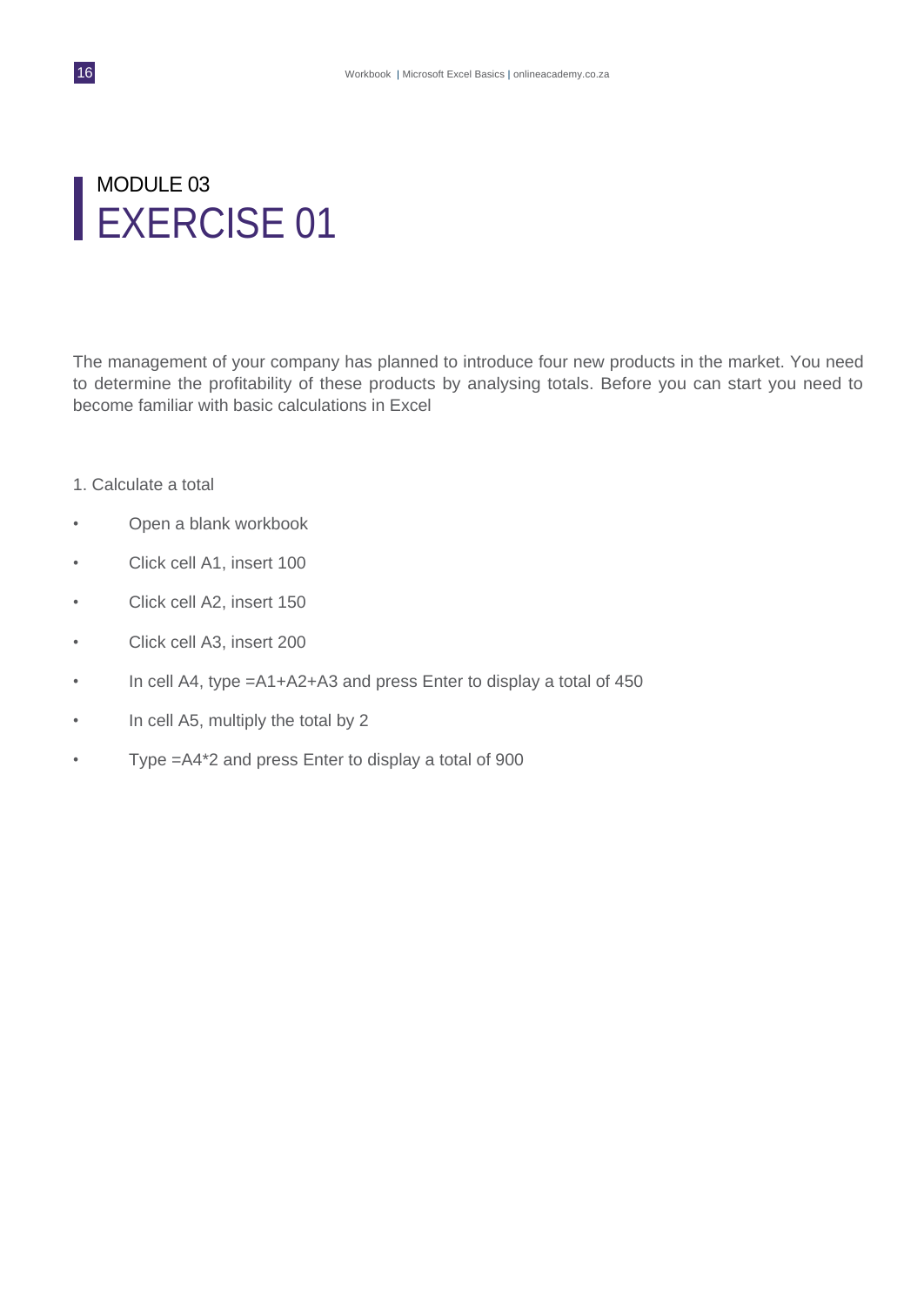## MODULE 03

# EXERCISE 01

The management of your company has planned to introduce four new products in the market. You need to determine the profitability of these products by analysing totals. Before you can start you need to become familiar with basic calculations in Excel

1. Calculate a total

- Open a blank workbook
- Click cell A1, insert 100
- Click cell A2, insert 150
- Click cell A3, insert 200
- In cell A4, type =A1+A2+A3 and press Enter to display a total of 450
- In cell A5, multiply the total by 2
- Type =A4*2 and press Enter to display a total of 900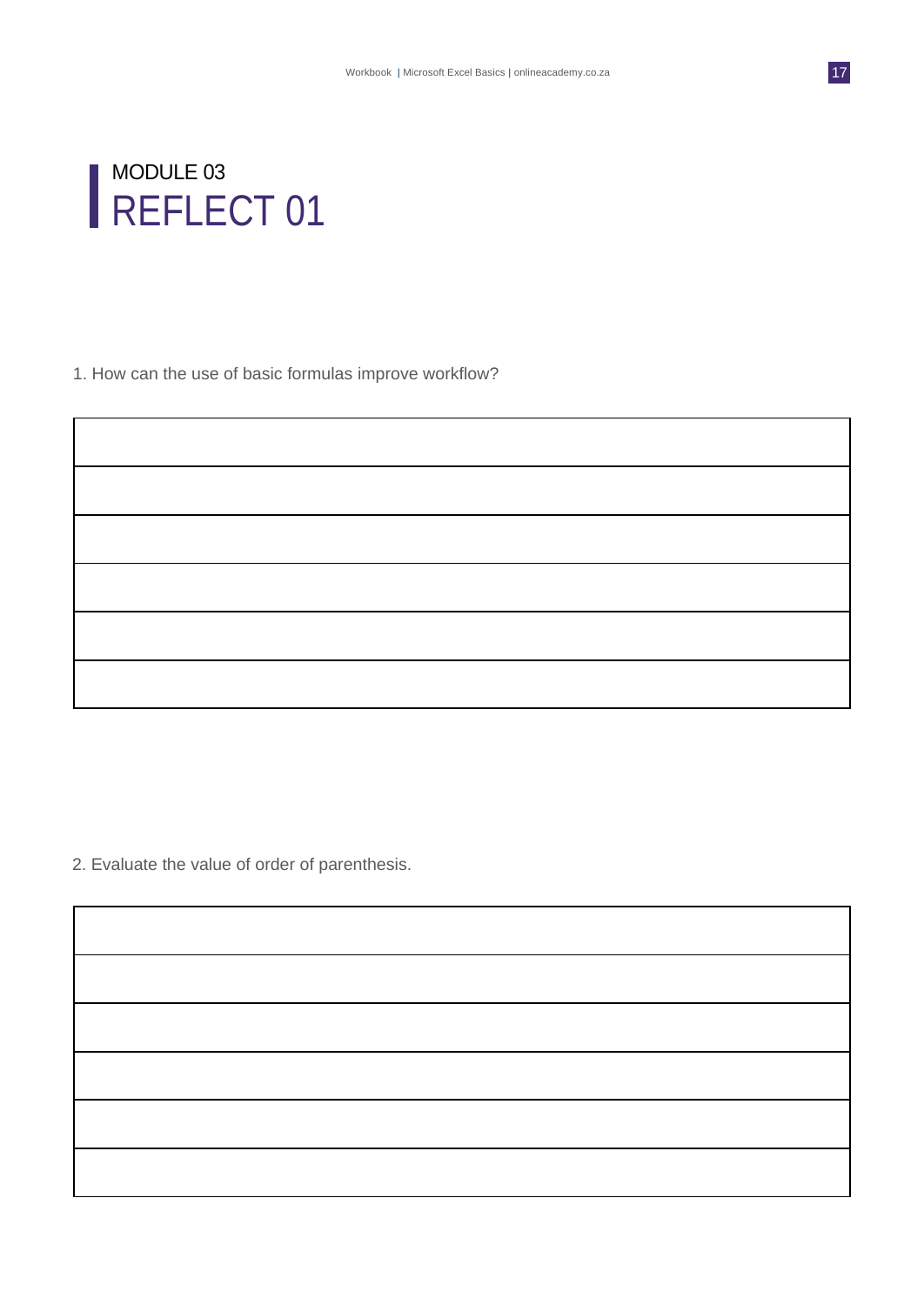## MODULE 03
# REFLECT 01

1. How can the use of basic formulas improve workflow?

| |
|---|
| |
| |
| |
| |
| |
| |

2. Evaluate the value of order of parenthesis.

| |
|---|
| |
| |
| |
| |
| |
| |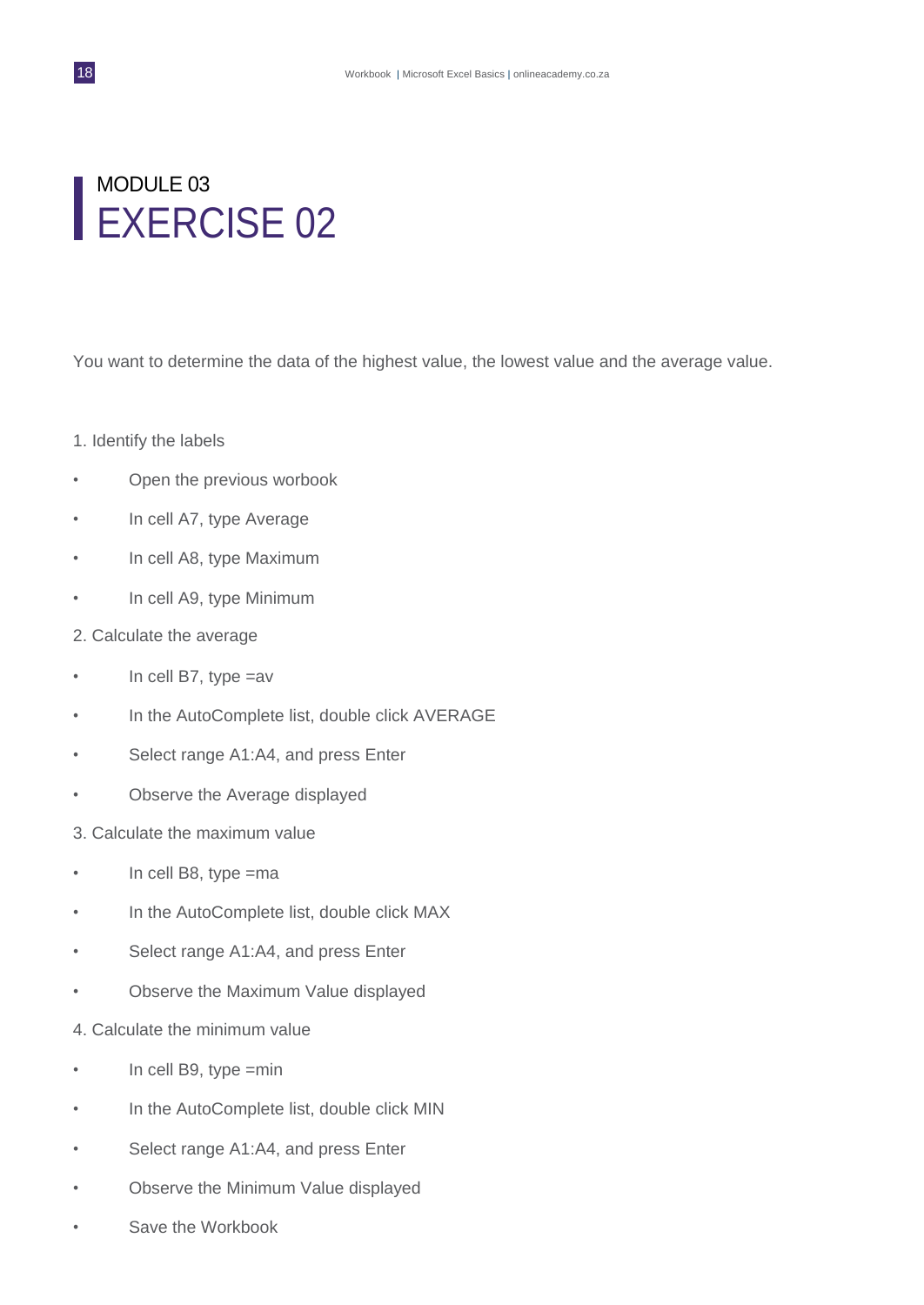MODULE 03

# EXERCISE 02

You want to determine the data of the highest value, the lowest value and the average value.

1. Identify the labels

- Open the previous worbook
- In cell A7, type Average
- In cell A8, type Maximum
- In cell A9, type Minimum

2. Calculate the average

- In cell B7, type =av
- In the AutoComplete list, double click AVERAGE
- Select range A1:A4, and press Enter
- Observe the Average displayed

3. Calculate the maximum value

- In cell B8, type =ma
- In the AutoComplete list, double click MAX
- Select range A1:A4, and press Enter
- Observe the Maximum Value displayed

4. Calculate the minimum value

- In cell B9, type =min
- In the AutoComplete list, double click MIN
- Select range A1:A4, and press Enter
- Observe the Minimum Value displayed
- Save the Workbook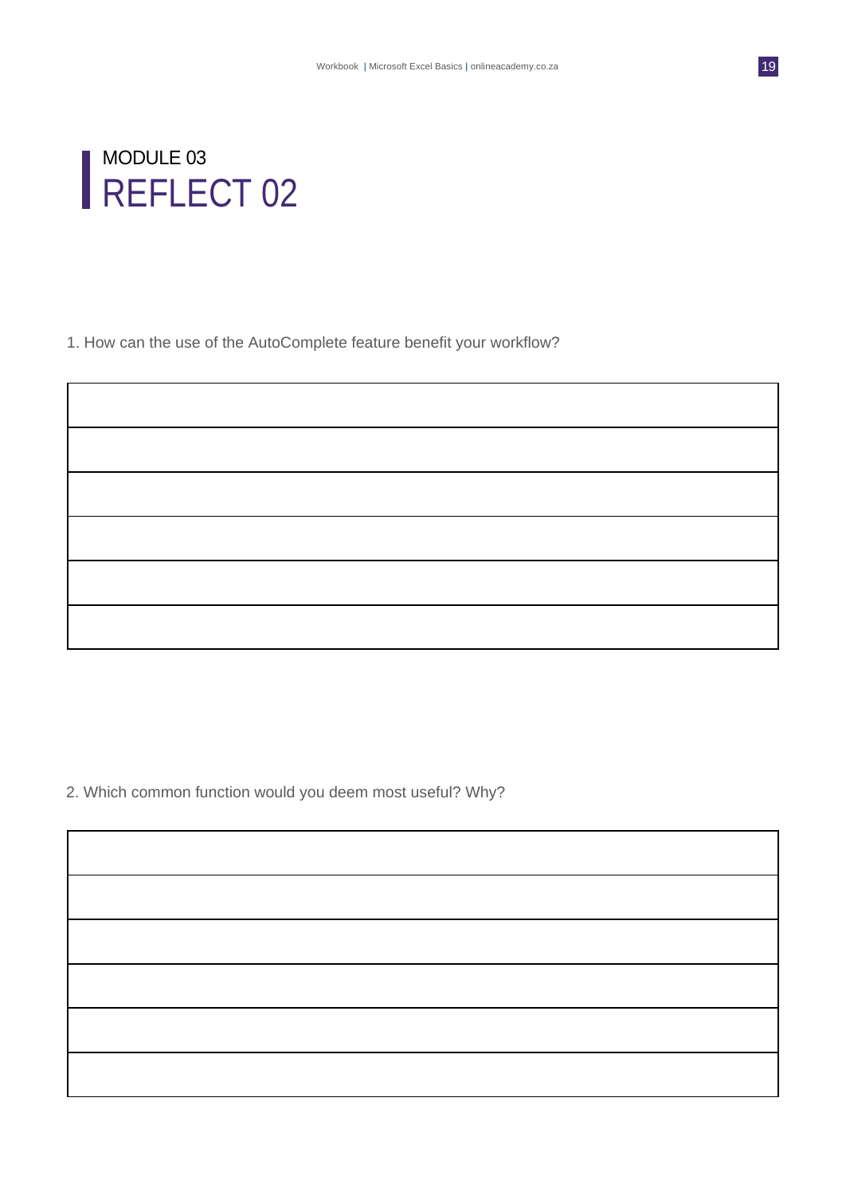# MODULE 03

# REFLECT 02

1. How can the use of the AutoComplete feature benefit your workflow?

| |
|---|
| |
| |
| |
| |
| |
| |

2. Which common function would you deem most useful? Why?

| |
|---|
| |
| |
| |
| |
| |
| |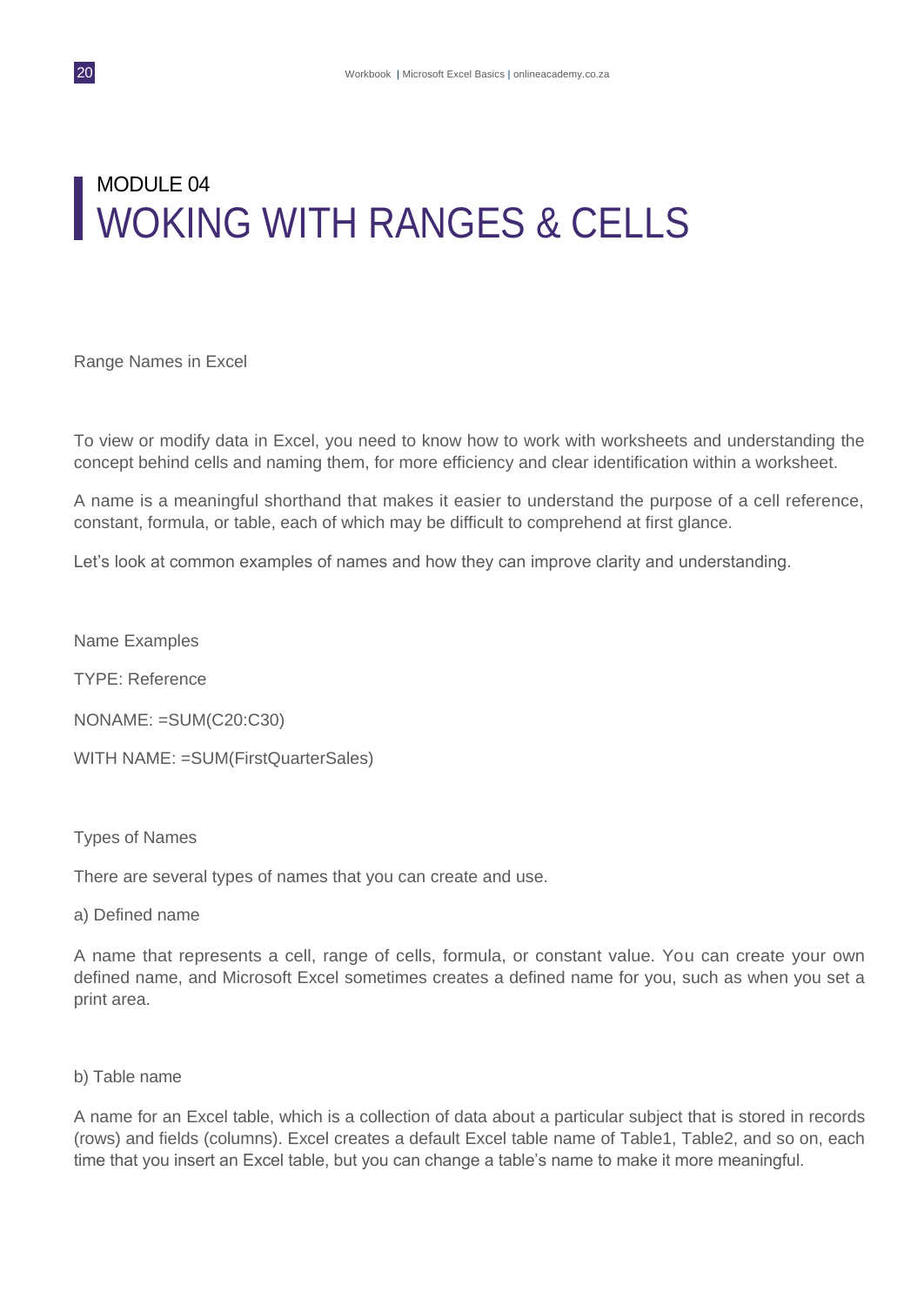# MODULE 04
# WOKING WITH RANGES & CELLS

Range Names in Excel

To view or modify data in Excel, you need to know how to work with worksheets and understanding the concept behind cells and naming them, for more efficiency and clear identification within a worksheet.

A name is a meaningful shorthand that makes it easier to understand the purpose of a cell reference, constant, formula, or table, each of which may be difficult to comprehend at first glance.

Let's look at common examples of names and how they can improve clarity and understanding.

Name Examples

TYPE: Reference

NONAME: =SUM(C20:C30)

WITH NAME: =SUM(FirstQuarterSales)

Types of Names

There are several types of names that you can create and use.

a) Defined name

A name that represents a cell, range of cells, formula, or constant value. You can create your own defined name, and Microsoft Excel sometimes creates a defined name for you, such as when you set a print area.

b) Table name

A name for an Excel table, which is a collection of data about a particular subject that is stored in records (rows) and fields (columns). Excel creates a default Excel table name of Table1, Table2, and so on, each time that you insert an Excel table, but you can change a table's name to make it more meaningful.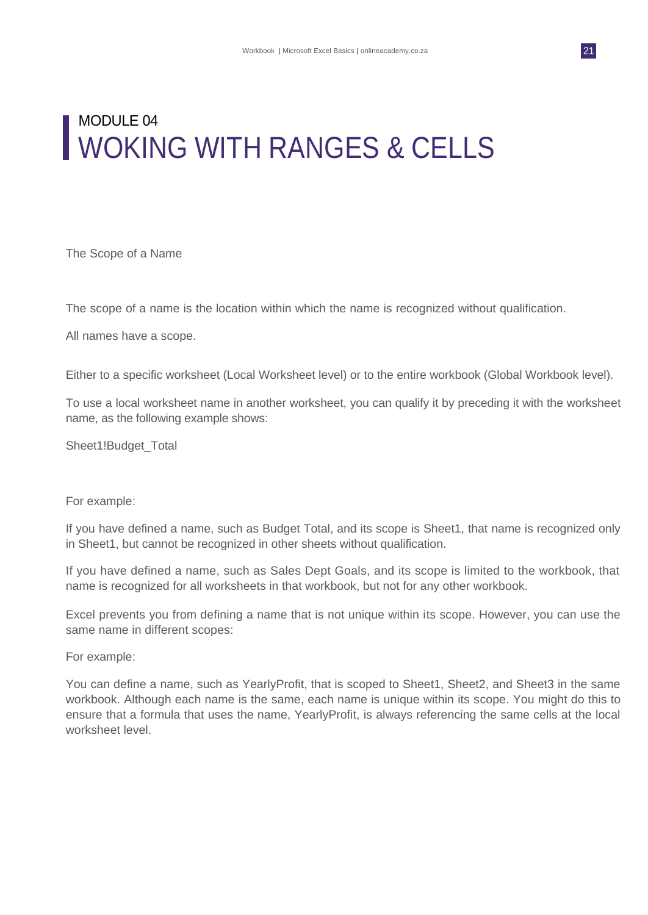# MODULE 04
# WOKING WITH RANGES & CELLS

## The Scope of a Name

The scope of a name is the location within which the name is recognized without qualification.

All names have a scope.

Either to a specific worksheet (Local Worksheet level) or to the entire workbook (Global Workbook level).

To use a local worksheet name in another worksheet, you can qualify it by preceding it with the worksheet name, as the following example shows:

Sheet1!Budget_Total

For example:

If you have defined a name, such as Budget Total, and its scope is Sheet1, that name is recognized only in Sheet1, but cannot be recognized in other sheets without qualification.

If you have defined a name, such as Sales Dept Goals, and its scope is limited to the workbook, that name is recognized for all worksheets in that workbook, but not for any other workbook.

Excel prevents you from defining a name that is not unique within its scope. However, you can use the same name in different scopes:

For example:

You can define a name, such as YearlyProfit, that is scoped to Sheet1, Sheet2, and Sheet3 in the same workbook. Although each name is the same, each name is unique within its scope. You might do this to ensure that a formula that uses the name, YearlyProfit, is always referencing the same cells at the local worksheet level.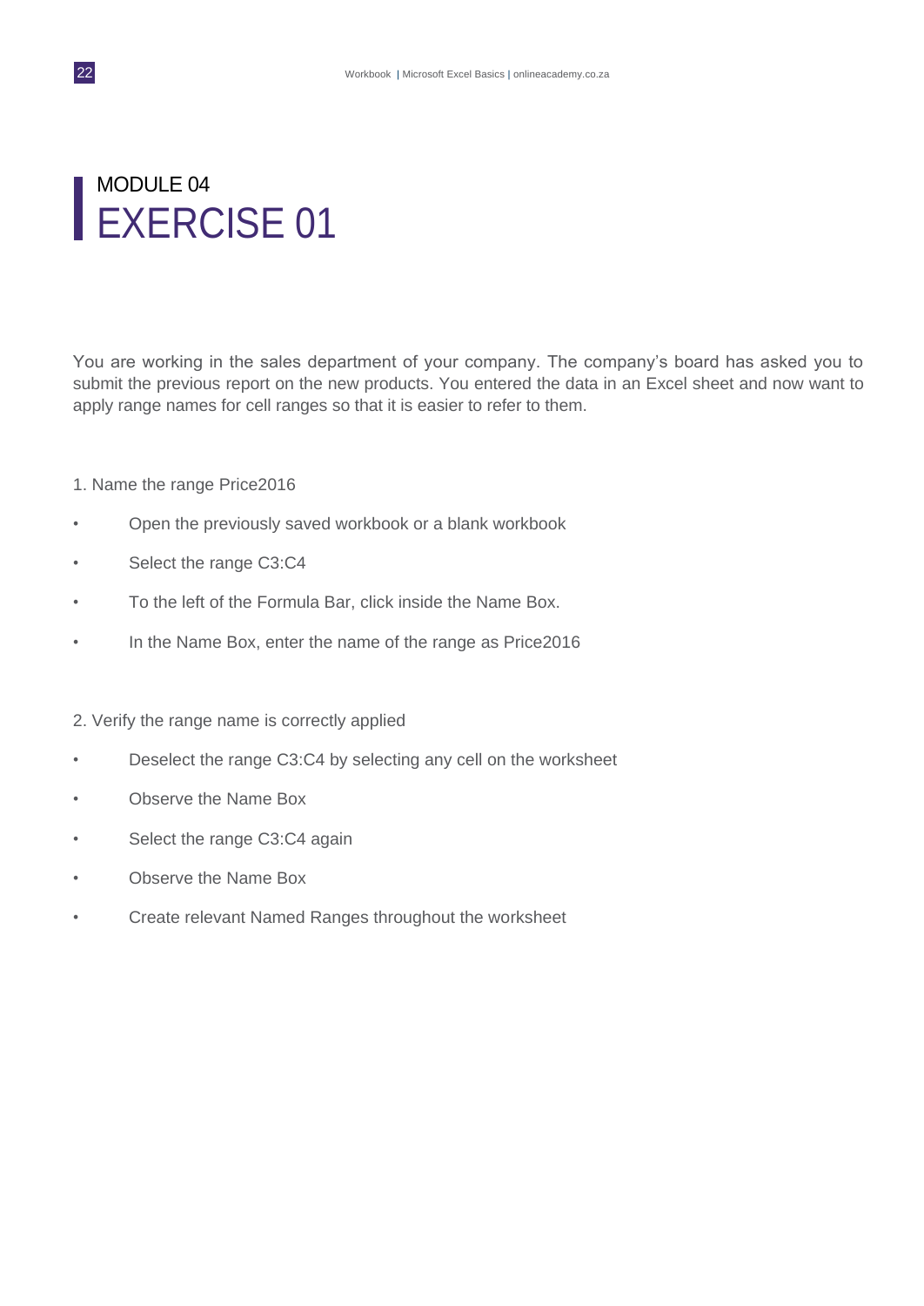## MODULE 04

# EXERCISE 01

You are working in the sales department of your company. The company's board has asked you to submit the previous report on the new products. You entered the data in an Excel sheet and now want to apply range names for cell ranges so that it is easier to refer to them.

1. Name the range Price2016

- Open the previously saved workbook or a blank workbook
- Select the range C3:C4
- To the left of the Formula Bar, click inside the Name Box.
- In the Name Box, enter the name of the range as Price2016

2. Verify the range name is correctly applied

- Deselect the range C3:C4 by selecting any cell on the worksheet
- Observe the Name Box
- Select the range C3:C4 again
- Observe the Name Box
- Create relevant Named Ranges throughout the worksheet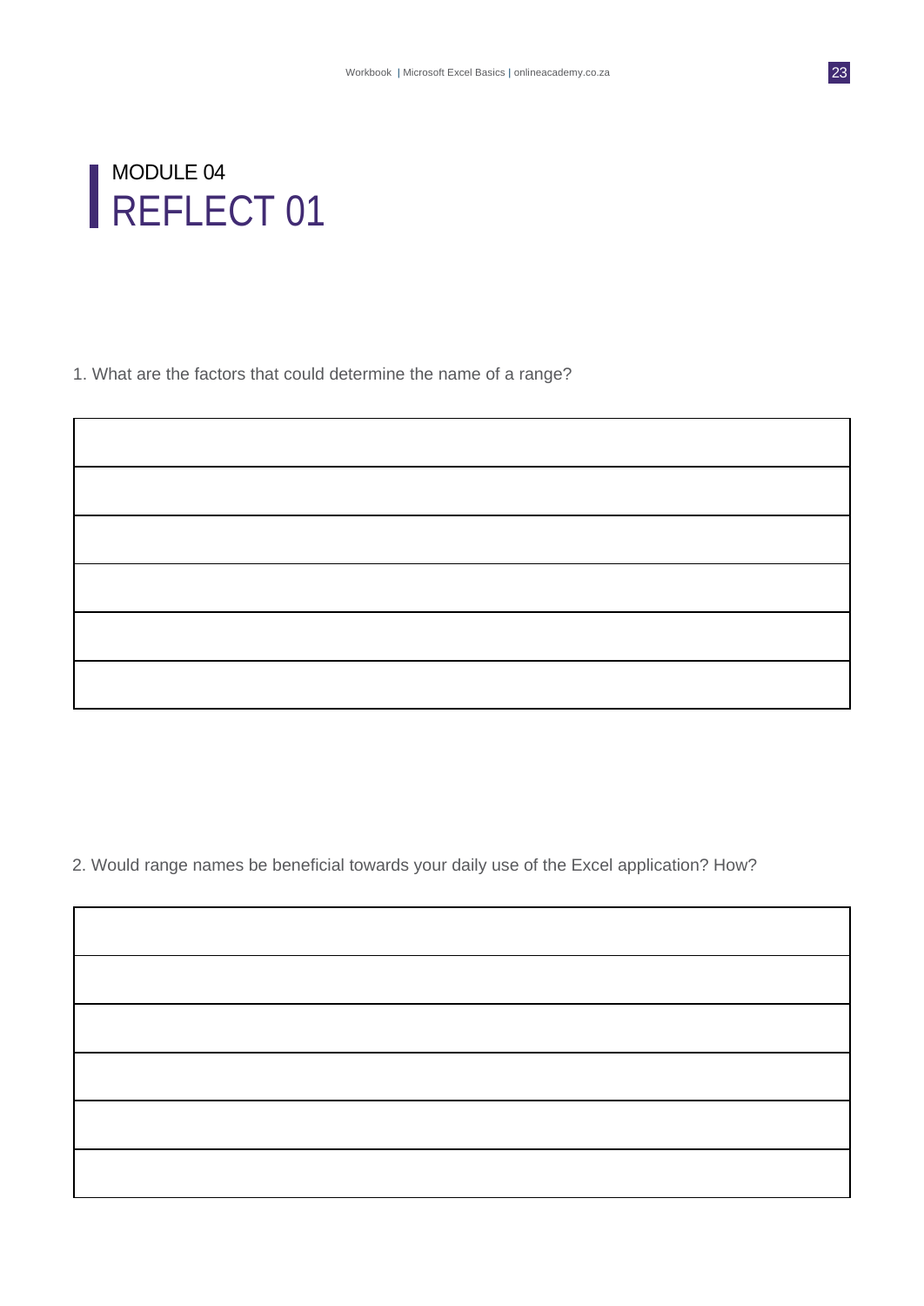## MODULE 04

# REFLECT 01

1. What are the factors that could determine the name of a range?

| |
|---|
| |
| |
| |
| |
| |

2. Would range names be beneficial towards your daily use of the Excel application? How?

| |
|---|
| |
| |
| |
| |
| |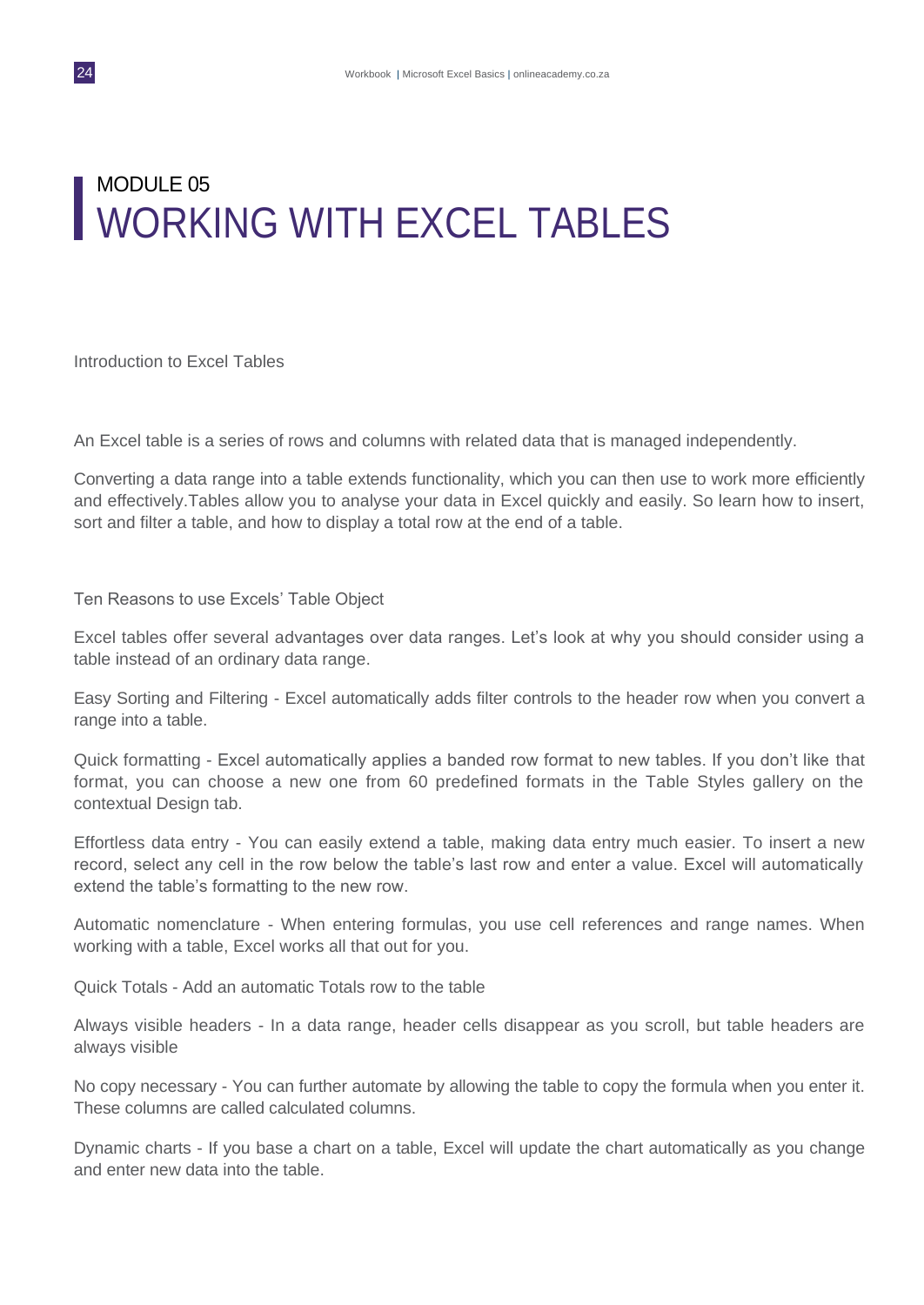# MODULE 05
# WORKING WITH EXCEL TABLES

Introduction to Excel Tables

An Excel table is a series of rows and columns with related data that is managed independently.

Converting a data range into a table extends functionality, which you can then use to work more efficiently and effectively.Tables allow you to analyse your data in Excel quickly and easily. So learn how to insert, sort and filter a table, and how to display a total row at the end of a table.

Ten Reasons to use Excels' Table Object

Excel tables offer several advantages over data ranges. Let's look at why you should consider using a table instead of an ordinary data range.

Easy Sorting and Filtering - Excel automatically adds filter controls to the header row when you convert a range into a table.

Quick formatting - Excel automatically applies a banded row format to new tables. If you don't like that format, you can choose a new one from 60 predefined formats in the Table Styles gallery on the contextual Design tab.

Effortless data entry - You can easily extend a table, making data entry much easier. To insert a new record, select any cell in the row below the table's last row and enter a value. Excel will automatically extend the table's formatting to the new row.

Automatic nomenclature - When entering formulas, you use cell references and range names. When working with a table, Excel works all that out for you.

Quick Totals - Add an automatic Totals row to the table

Always visible headers - In a data range, header cells disappear as you scroll, but table headers are always visible

No copy necessary - You can further automate by allowing the table to copy the formula when you enter it. These columns are called calculated columns.

Dynamic charts - If you base a chart on a table, Excel will update the chart automatically as you change and enter new data into the table.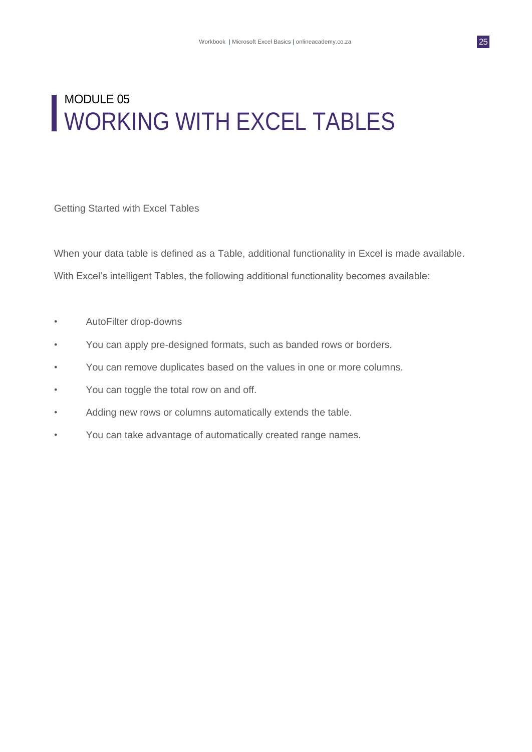# MODULE 05
# WORKING WITH EXCEL TABLES

Getting Started with Excel Tables

When your data table is defined as a Table, additional functionality in Excel is made available. With Excel's intelligent Tables, the following additional functionality becomes available:

- AutoFilter drop-downs
- You can apply pre-designed formats, such as banded rows or borders.
- You can remove duplicates based on the values in one or more columns.
- You can toggle the total row on and off.
- Adding new rows or columns automatically extends the table.
- You can take advantage of automatically created range names.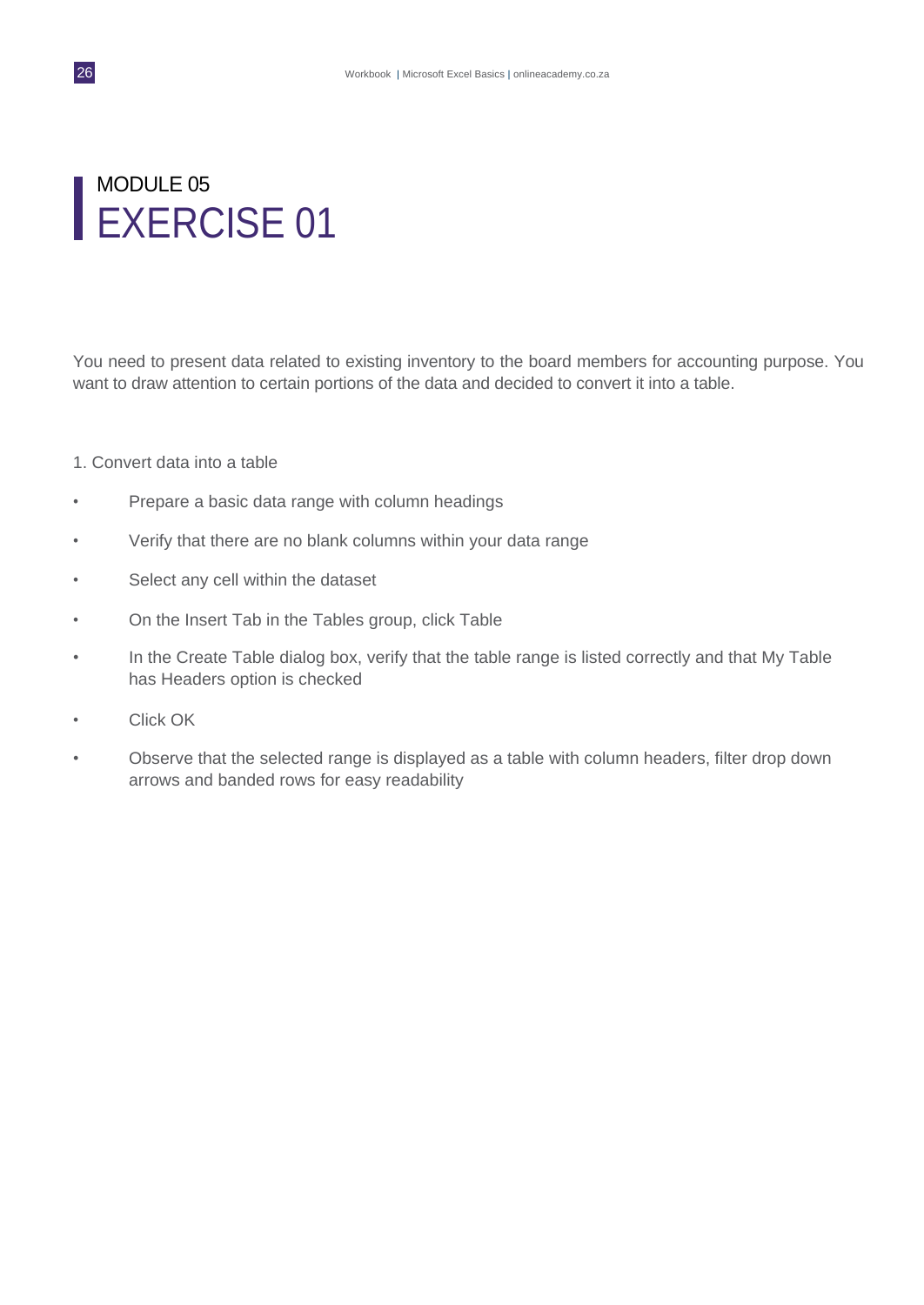# MODULE 05
# EXERCISE 01

You need to present data related to existing inventory to the board members for accounting purpose. You want to draw attention to certain portions of the data and decided to convert it into a table.

1. Convert data into a table

- Prepare a basic data range with column headings
- Verify that there are no blank columns within your data range
- Select any cell within the dataset
- On the Insert Tab in the Tables group, click Table
- In the Create Table dialog box, verify that the table range is listed correctly and that My Table has Headers option is checked
- Click OK
- Observe that the selected range is displayed as a table with column headers, filter drop down arrows and banded rows for easy readability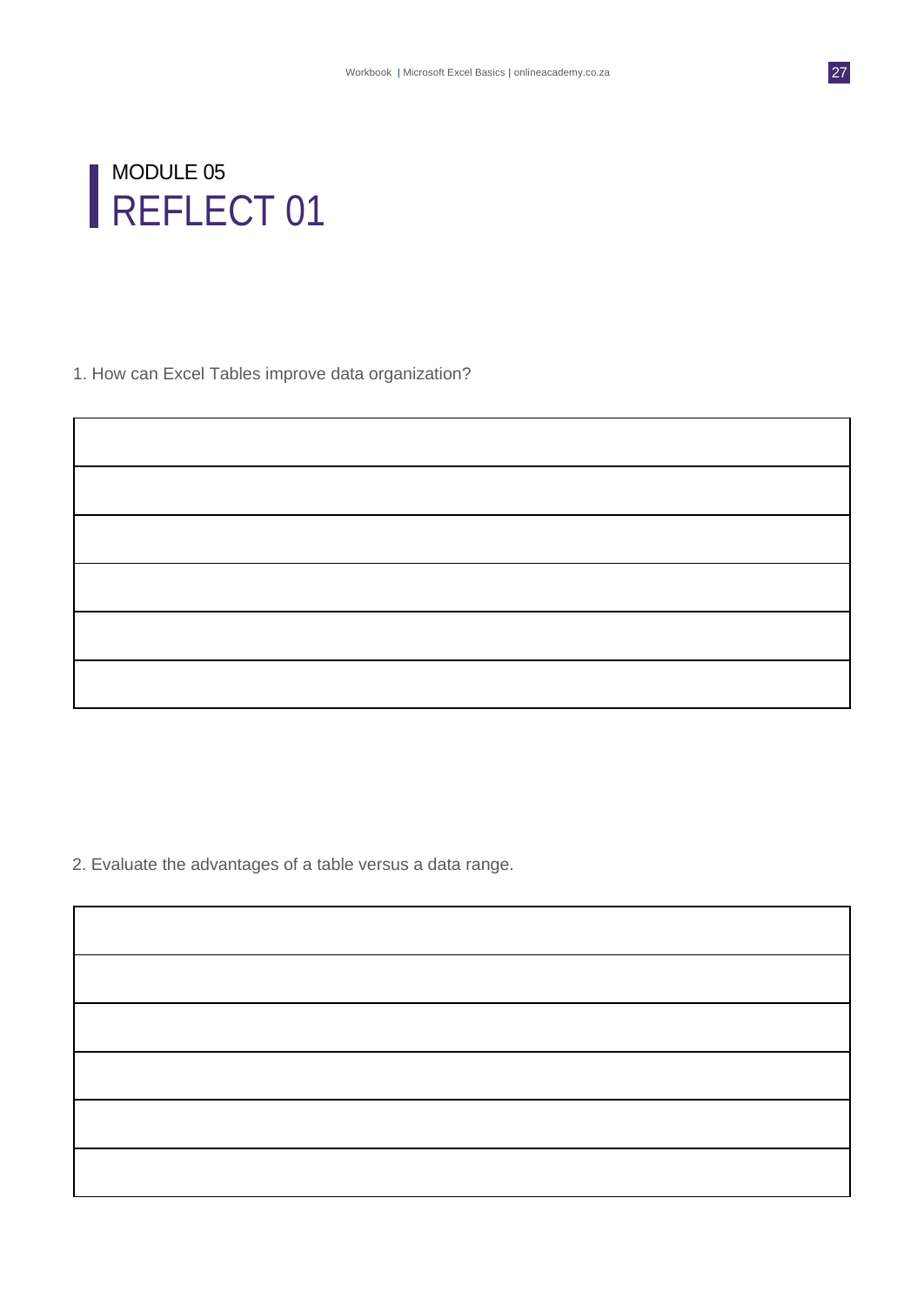# MODULE 05
## REFLECT 01

1. How can Excel Tables improve data organization?

| |
|---|
| |
| |
| |
| |
| |

2. Evaluate the advantages of a table versus a data range.

| |
|---|
| |
| |
| |
| |
| |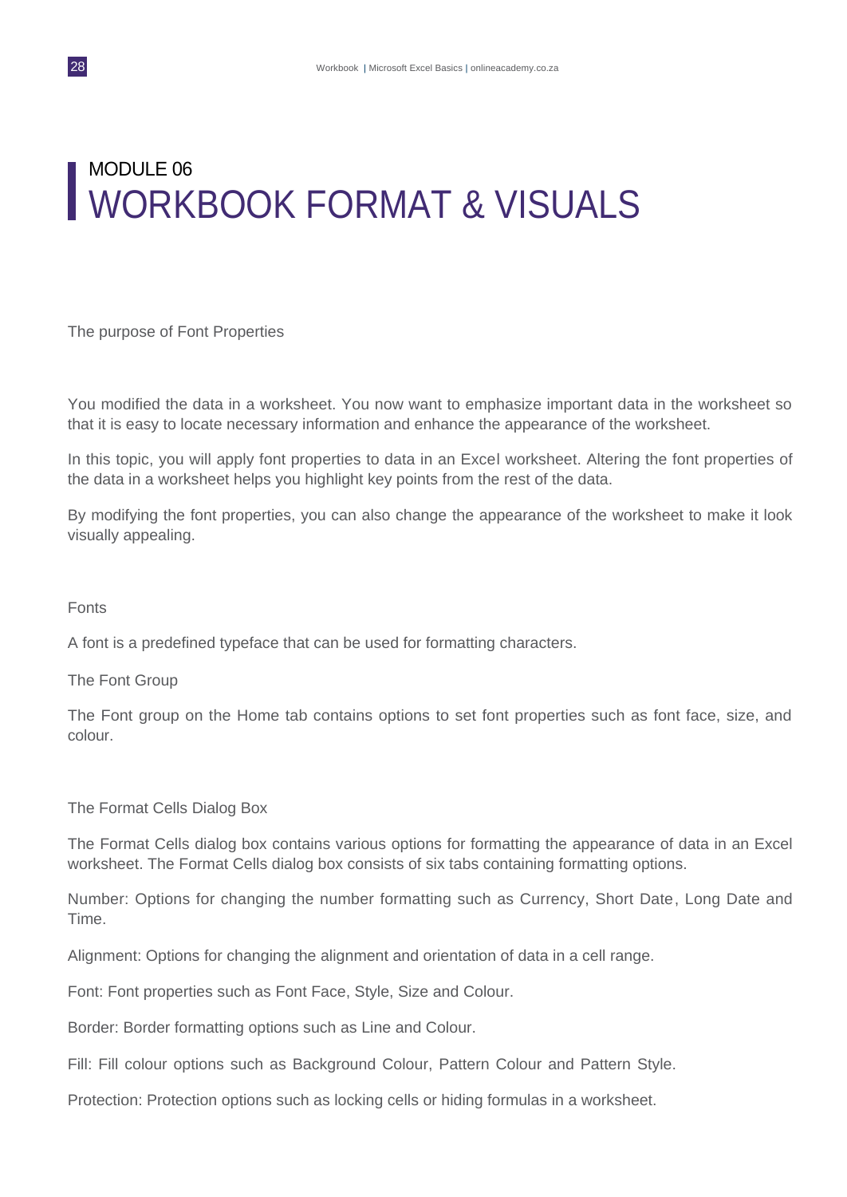# MODULE 06
# WORKBOOK FORMAT & VISUALS

The purpose of Font Properties

You modified the data in a worksheet. You now want to emphasize important data in the worksheet so that it is easy to locate necessary information and enhance the appearance of the worksheet.

In this topic, you will apply font properties to data in an Excel worksheet. Altering the font properties of the data in a worksheet helps you highlight key points from the rest of the data.

By modifying the font properties, you can also change the appearance of the worksheet to make it look visually appealing.

Fonts

A font is a predefined typeface that can be used for formatting characters.

The Font Group

The Font group on the Home tab contains options to set font properties such as font face, size, and colour.

The Format Cells Dialog Box

The Format Cells dialog box contains various options for formatting the appearance of data in an Excel worksheet. The Format Cells dialog box consists of six tabs containing formatting options.

Number: Options for changing the number formatting such as Currency, Short Date, Long Date and Time.

Alignment: Options for changing the alignment and orientation of data in a cell range.

Font: Font properties such as Font Face, Style, Size and Colour.

Border: Border formatting options such as Line and Colour.

Fill: Fill colour options such as Background Colour, Pattern Colour and Pattern Style.

Protection: Protection options such as locking cells or hiding formulas in a worksheet.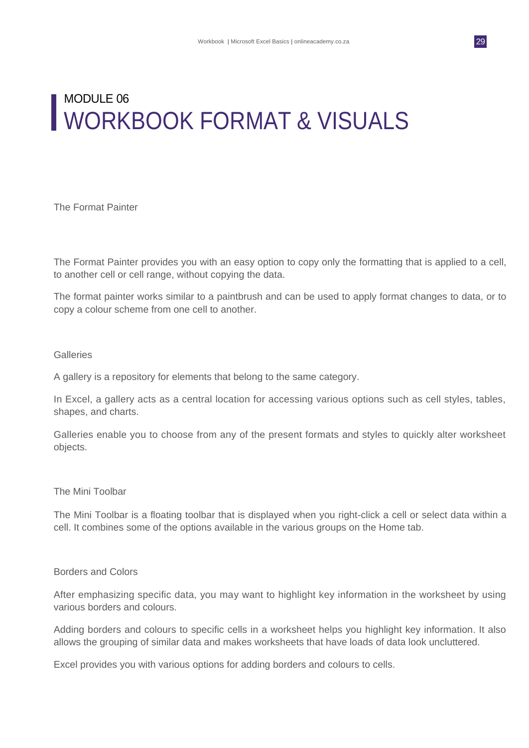# MODULE 06
# WORKBOOK FORMAT & VISUALS

## The Format Painter

The Format Painter provides you with an easy option to copy only the formatting that is applied to a cell, to another cell or cell range, without copying the data.

The format painter works similar to a paintbrush and can be used to apply format changes to data, or to copy a colour scheme from one cell to another.

## Galleries

A gallery is a repository for elements that belong to the same category.

In Excel, a gallery acts as a central location for accessing various options such as cell styles, tables, shapes, and charts.

Galleries enable you to choose from any of the present formats and styles to quickly alter worksheet objects.

## The Mini Toolbar

The Mini Toolbar is a floating toolbar that is displayed when you right-click a cell or select data within a cell. It combines some of the options available in the various groups on the Home tab.

## Borders and Colors

After emphasizing specific data, you may want to highlight key information in the worksheet by using various borders and colours.

Adding borders and colours to specific cells in a worksheet helps you highlight key information. It also allows the grouping of similar data and makes worksheets that have loads of data look uncluttered.

Excel provides you with various options for adding borders and colours to cells.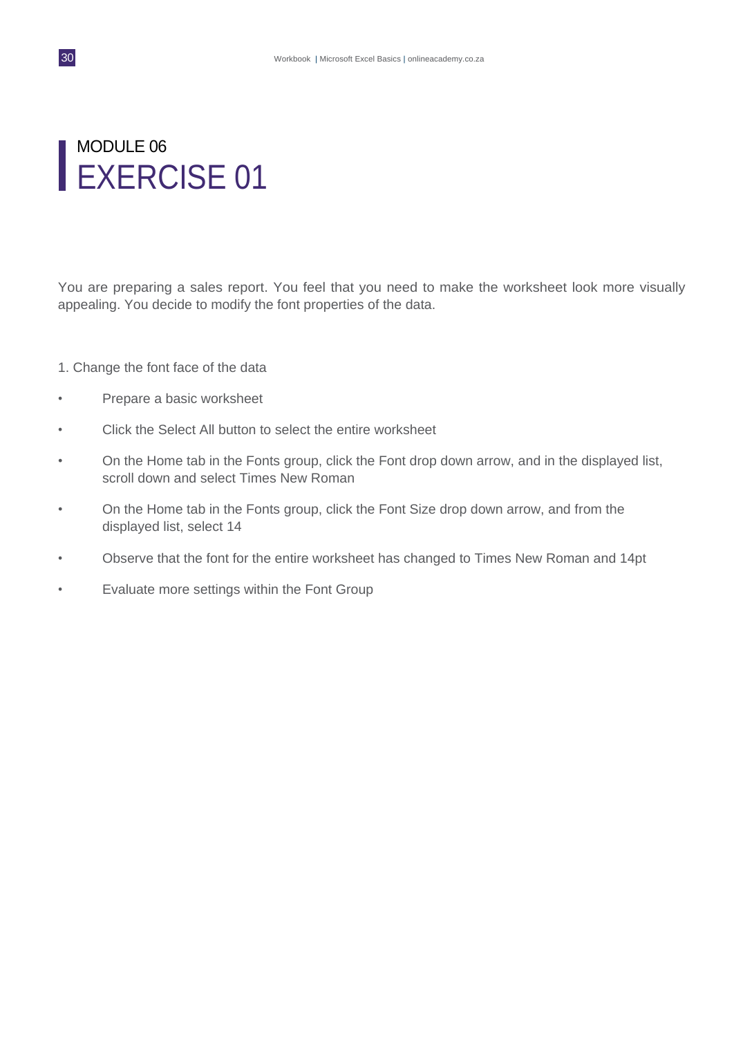# MODULE 06
# EXERCISE 01

You are preparing a sales report. You feel that you need to make the worksheet look more visually appealing. You decide to modify the font properties of the data.

1. Change the font face of the data

- Prepare a basic worksheet
- Click the Select All button to select the entire worksheet
- On the Home tab in the Fonts group, click the Font drop down arrow, and in the displayed list, scroll down and select Times New Roman
- On the Home tab in the Fonts group, click the Font Size drop down arrow, and from the displayed list, select 14
- Observe that the font for the entire worksheet has changed to Times New Roman and 14pt
- Evaluate more settings within the Font Group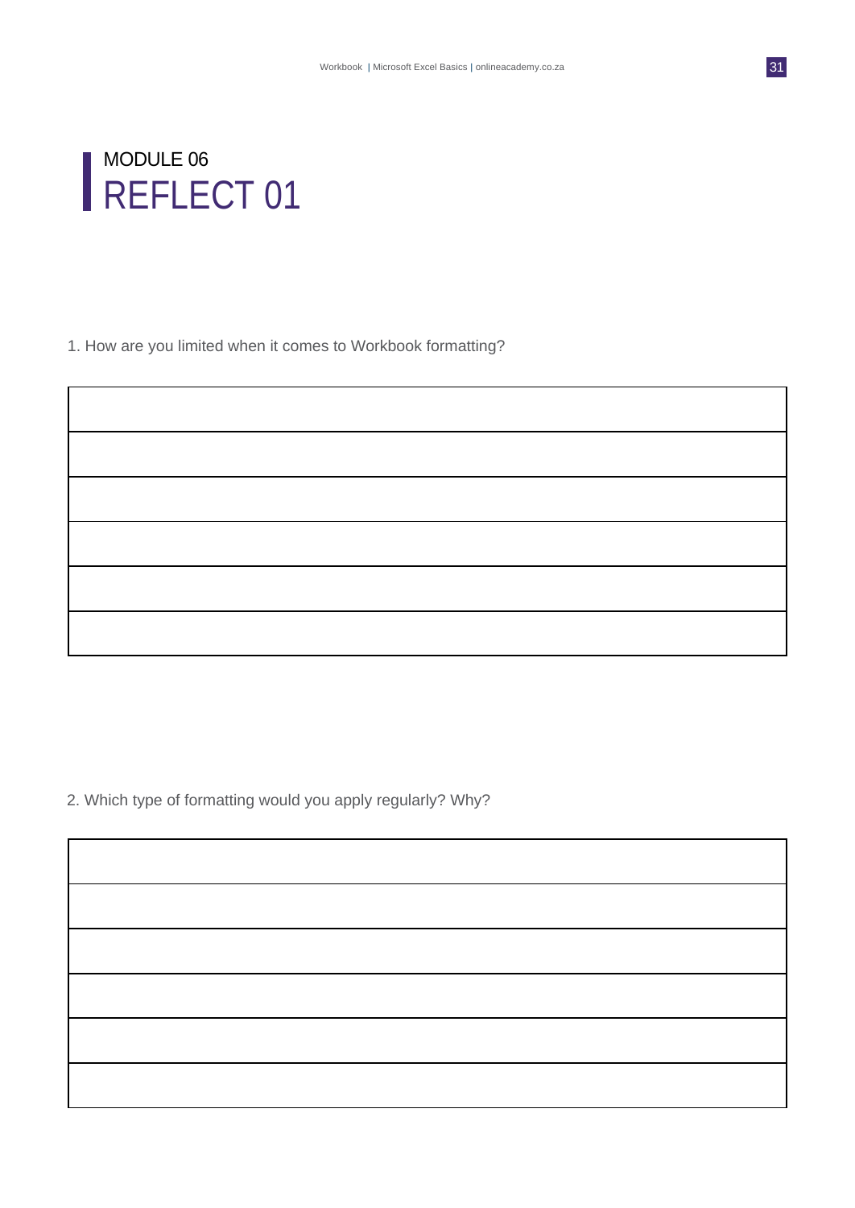## MODULE 06

# REFLECT 01

1. How are you limited when it comes to Workbook formatting?

| |
|---|
| |
| |
| |
| |
| |
| |

2. Which type of formatting would you apply regularly? Why?

| |
|---|
| |
| |
| |
| |
| |
| |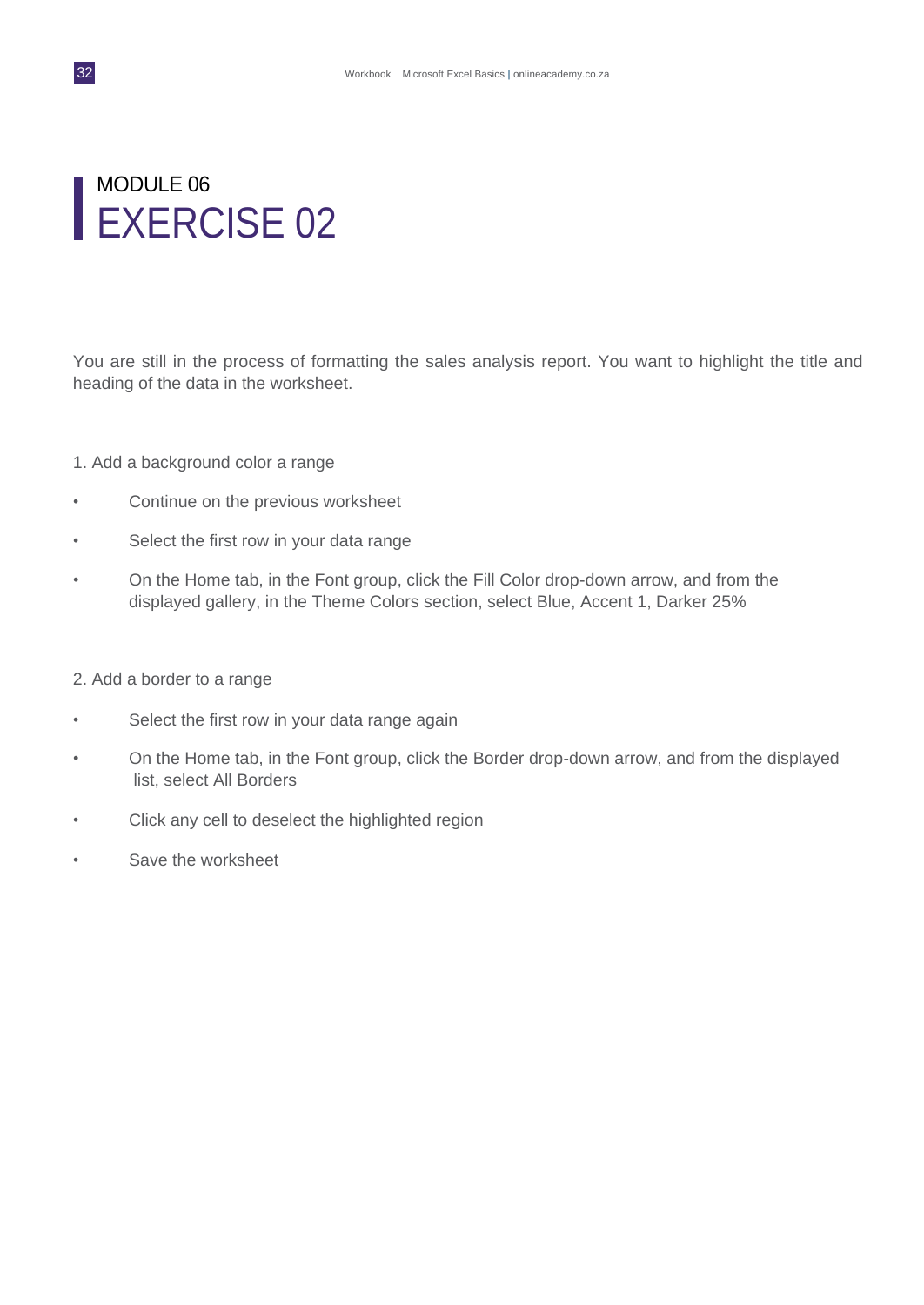# MODULE 06

# EXERCISE 02

You are still in the process of formatting the sales analysis report. You want to highlight the title and heading of the data in the worksheet.

1. Add a background color a range

- Continue on the previous worksheet
- Select the first row in your data range
- On the Home tab, in the Font group, click the Fill Color drop-down arrow, and from the displayed gallery, in the Theme Colors section, select Blue, Accent 1, Darker 25%

2. Add a border to a range

- Select the first row in your data range again
- On the Home tab, in the Font group, click the Border drop-down arrow, and from the displayed list, select All Borders
- Click any cell to deselect the highlighted region
- Save the worksheet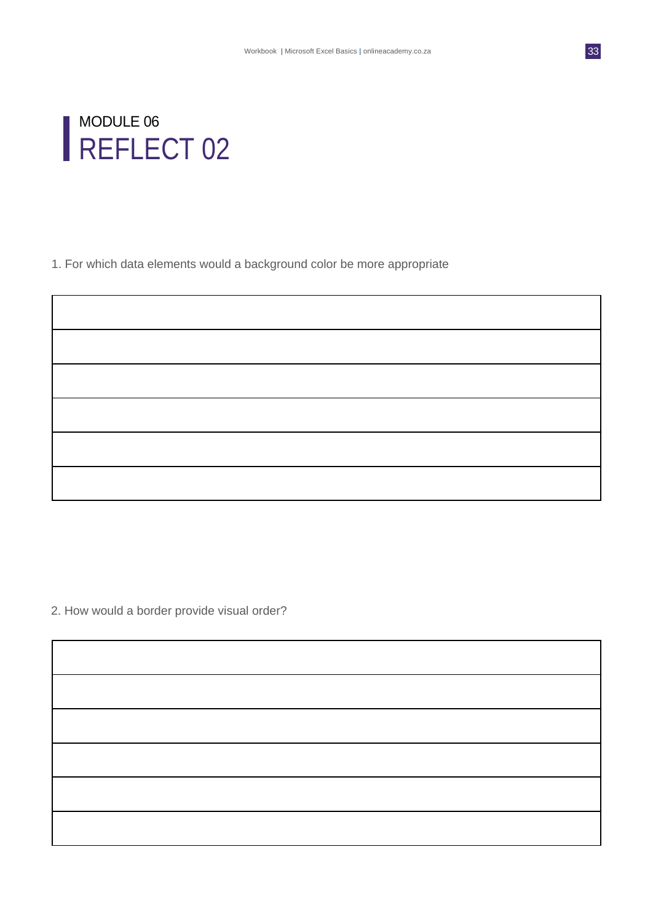# MODULE 06
# REFLECT 02

1. For which data elements would a background color be more appropriate

|  |
|---|
|  |
|  |
|  |
|  |
|  |

2. How would a border provide visual order?

|  |
|---|
|  |
|  |
|  |
|  |
|  |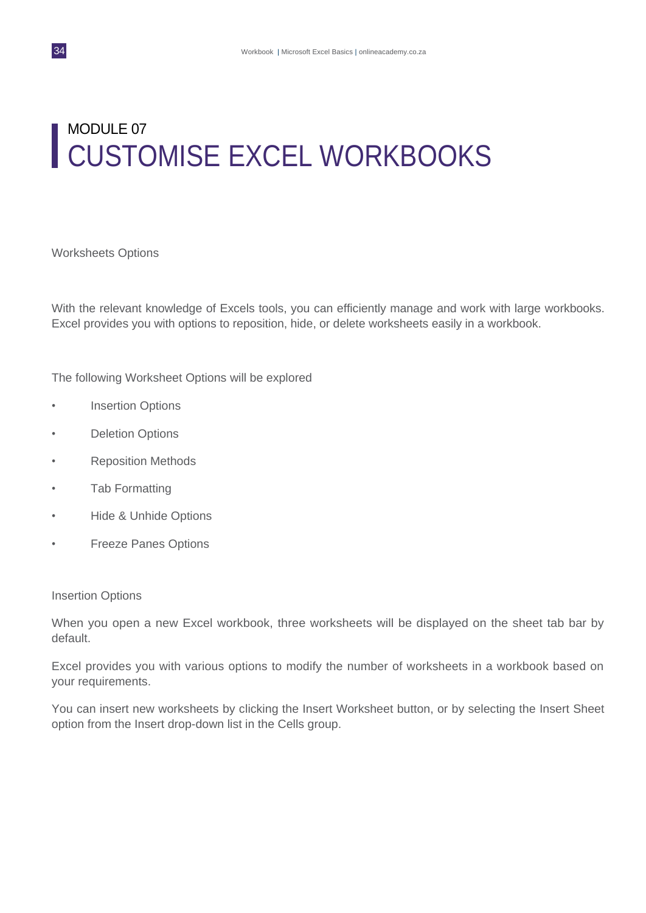# MODULE 07
# CUSTOMISE EXCEL WORKBOOKS

## Worksheets Options

With the relevant knowledge of Excels tools, you can efficiently manage and work with large workbooks. Excel provides you with options to reposition, hide, or delete worksheets easily in a workbook.

The following Worksheet Options will be explored

- Insertion Options
- Deletion Options
- Reposition Methods
- Tab Formatting
- Hide & Unhide Options
- Freeze Panes Options

### Insertion Options

When you open a new Excel workbook, three worksheets will be displayed on the sheet tab bar by default.

Excel provides you with various options to modify the number of worksheets in a workbook based on your requirements.

You can insert new worksheets by clicking the Insert Worksheet button, or by selecting the Insert Sheet option from the Insert drop-down list in the Cells group.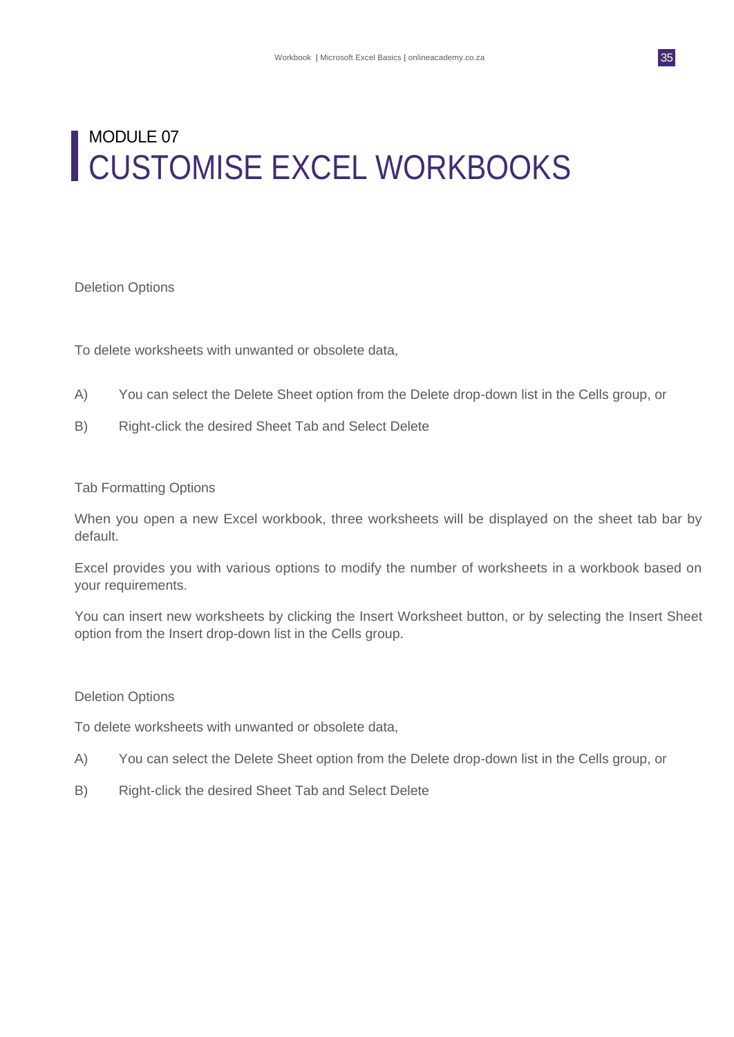# MODULE 07
# CUSTOMISE EXCEL WORKBOOKS

Deletion Options

To delete worksheets with unwanted or obsolete data,

A) You can select the Delete Sheet option from the Delete drop-down list in the Cells group, or

B) Right-click the desired Sheet Tab and Select Delete

Tab Formatting Options

When you open a new Excel workbook, three worksheets will be displayed on the sheet tab bar by default.

Excel provides you with various options to modify the number of worksheets in a workbook based on your requirements.

You can insert new worksheets by clicking the Insert Worksheet button, or by selecting the Insert Sheet option from the Insert drop-down list in the Cells group.

Deletion Options

To delete worksheets with unwanted or obsolete data,

A) You can select the Delete Sheet option from the Delete drop-down list in the Cells group, or

B) Right-click the desired Sheet Tab and Select Delete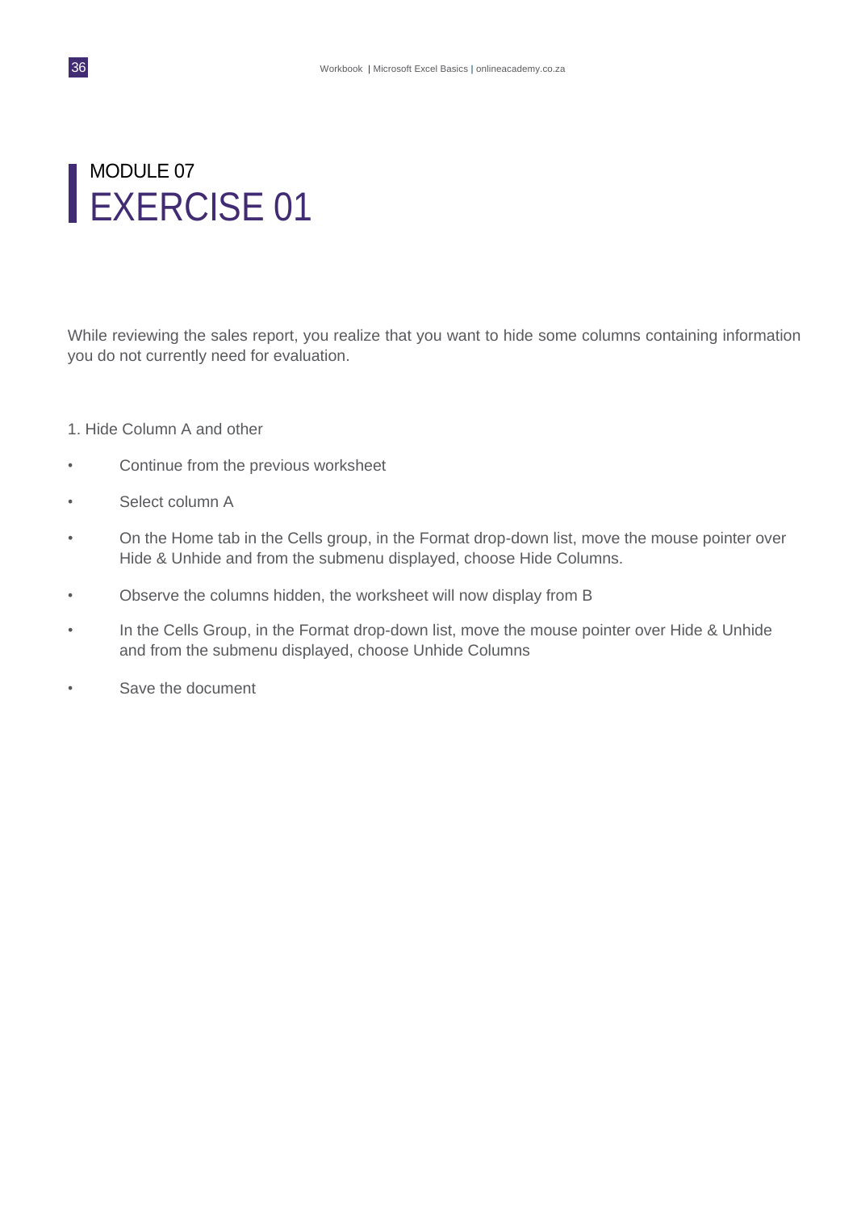MODULE 07

# EXERCISE 01

While reviewing the sales report, you realize that you want to hide some columns containing information you do not currently need for evaluation.

1. Hide Column A and other

- Continue from the previous worksheet
- Select column A
- On the Home tab in the Cells group, in the Format drop-down list, move the mouse pointer over Hide & Unhide and from the submenu displayed, choose Hide Columns.
- Observe the columns hidden, the worksheet will now display from B
- In the Cells Group, in the Format drop-down list, move the mouse pointer over Hide & Unhide and from the submenu displayed, choose Unhide Columns
- Save the document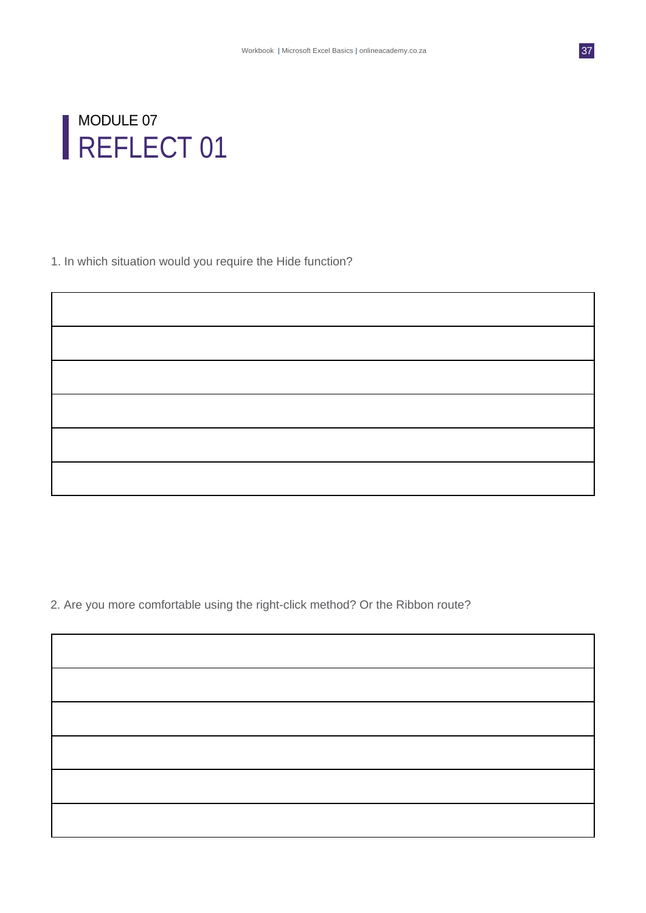# MODULE 07

## REFLECT 01

1. In which situation would you require the Hide function?

| |
|---|
| |
| |
| |
| |
| |
| |

2. Are you more comfortable using the right-click method? Or the Ribbon route?

| |
|---|
| |
| |
| |
| |
| |
| |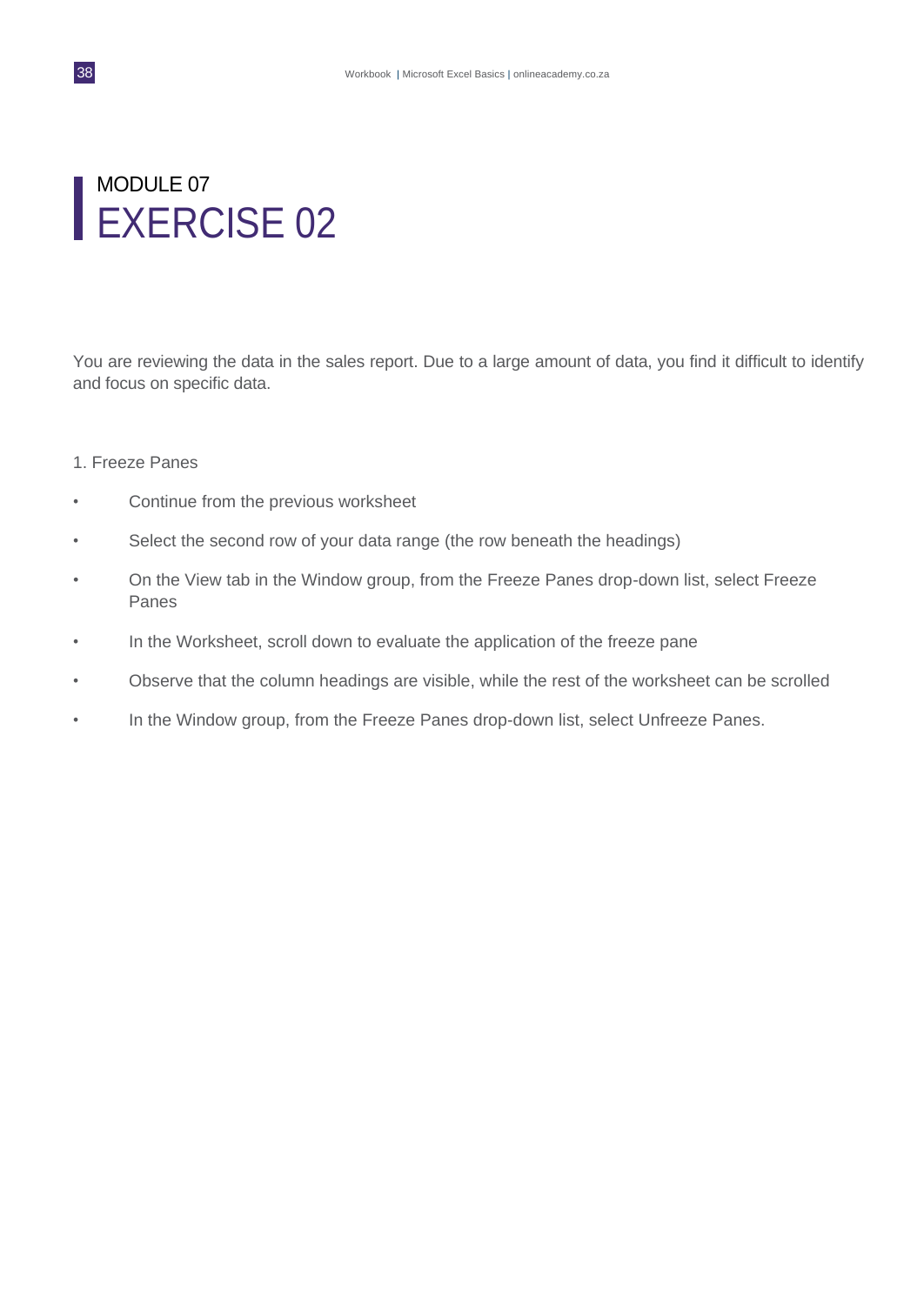# MODULE 07
# EXERCISE 02

You are reviewing the data in the sales report. Due to a large amount of data, you find it difficult to identify and focus on specific data.

1. Freeze Panes

- Continue from the previous worksheet
- Select the second row of your data range (the row beneath the headings)
- On the View tab in the Window group, from the Freeze Panes drop-down list, select Freeze Panes
- In the Worksheet, scroll down to evaluate the application of the freeze pane
- Observe that the column headings are visible, while the rest of the worksheet can be scrolled
- In the Window group, from the Freeze Panes drop-down list, select Unfreeze Panes.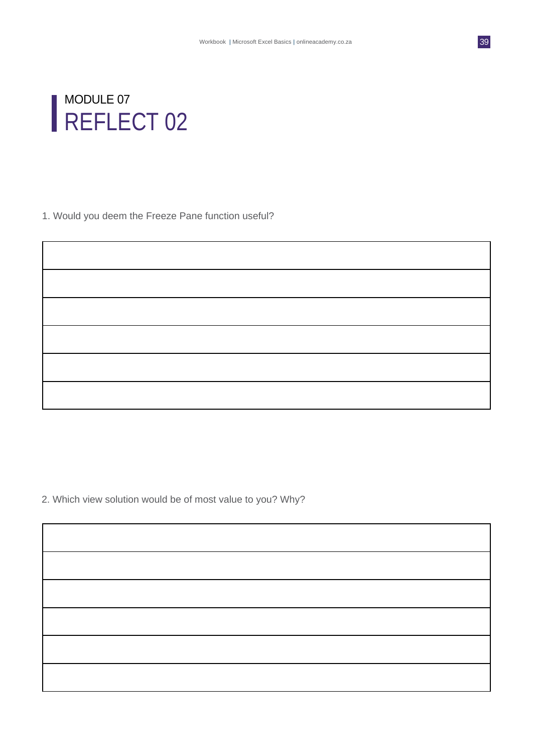## MODULE 07
# REFLECT 02

1. Would you deem the Freeze Pane function useful?

| |
|---|
| |
| |
| |
| |
| |

2. Which view solution would be of most value to you? Why?

| |
|---|
| |
| |
| |
| |
| |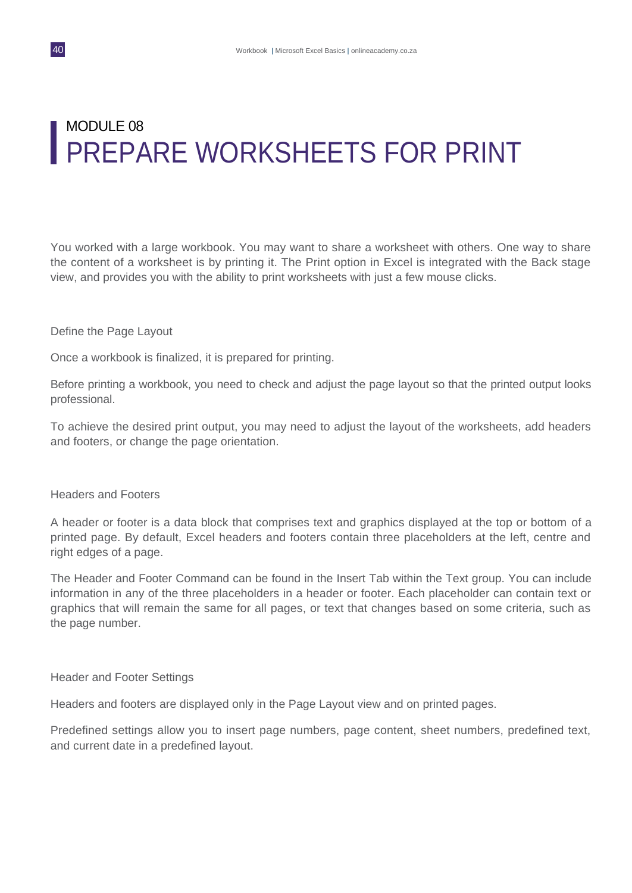# MODULE 08

# PREPARE WORKSHEETS FOR PRINT

You worked with a large workbook. You may want to share a worksheet with others. One way to share the content of a worksheet is by printing it. The Print option in Excel is integrated with the Back stage view, and provides you with the ability to print worksheets with just a few mouse clicks.

### Define the Page Layout

Once a workbook is finalized, it is prepared for printing.

Before printing a workbook, you need to check and adjust the page layout so that the printed output looks professional.

To achieve the desired print output, you may need to adjust the layout of the worksheets, add headers and footers, or change the page orientation.

### Headers and Footers

A header or footer is a data block that comprises text and graphics displayed at the top or bottom of a printed page. By default, Excel headers and footers contain three placeholders at the left, centre and right edges of a page.

The Header and Footer Command can be found in the Insert Tab within the Text group. You can include information in any of the three placeholders in a header or footer. Each placeholder can contain text or graphics that will remain the same for all pages, or text that changes based on some criteria, such as the page number.

### Header and Footer Settings

Headers and footers are displayed only in the Page Layout view and on printed pages.

Predefined settings allow you to insert page numbers, page content, sheet numbers, predefined text, and current date in a predefined layout.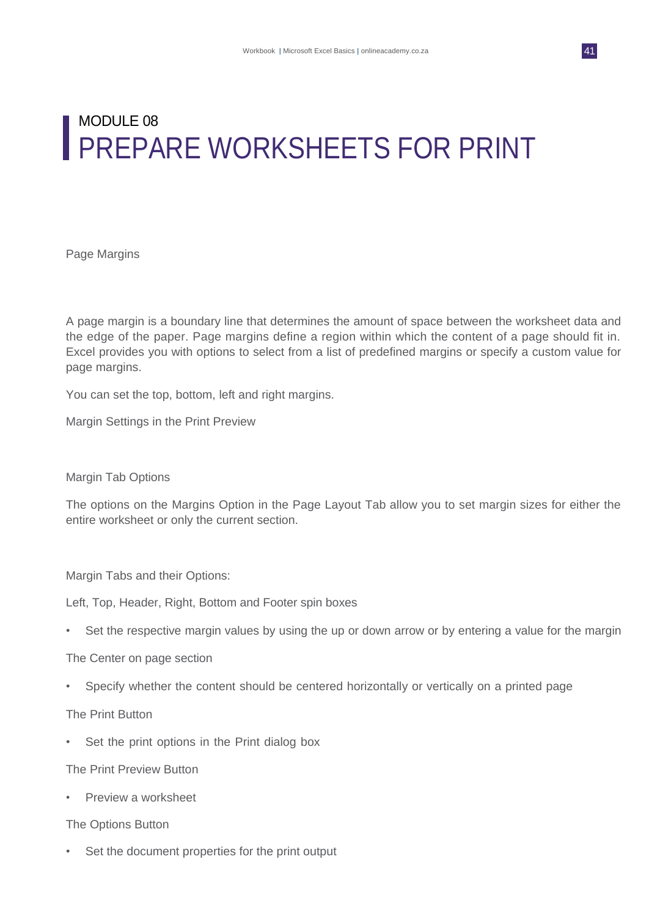# MODULE 08
# PREPARE WORKSHEETS FOR PRINT

Page Margins

A page margin is a boundary line that determines the amount of space between the worksheet data and the edge of the paper. Page margins define a region within which the content of a page should fit in. Excel provides you with options to select from a list of predefined margins or specify a custom value for page margins.

You can set the top, bottom, left and right margins.

Margin Settings in the Print Preview

Margin Tab Options

The options on the Margins Option in the Page Layout Tab allow you to set margin sizes for either the entire worksheet or only the current section.

Margin Tabs and their Options:

Left, Top, Header, Right, Bottom and Footer spin boxes

- Set the respective margin values by using the up or down arrow or by entering a value for the margin

The Center on page section

- Specify whether the content should be centered horizontally or vertically on a printed page

The Print Button

- Set the print options in the Print dialog box

The Print Preview Button

- Preview a worksheet

The Options Button

- Set the document properties for the print output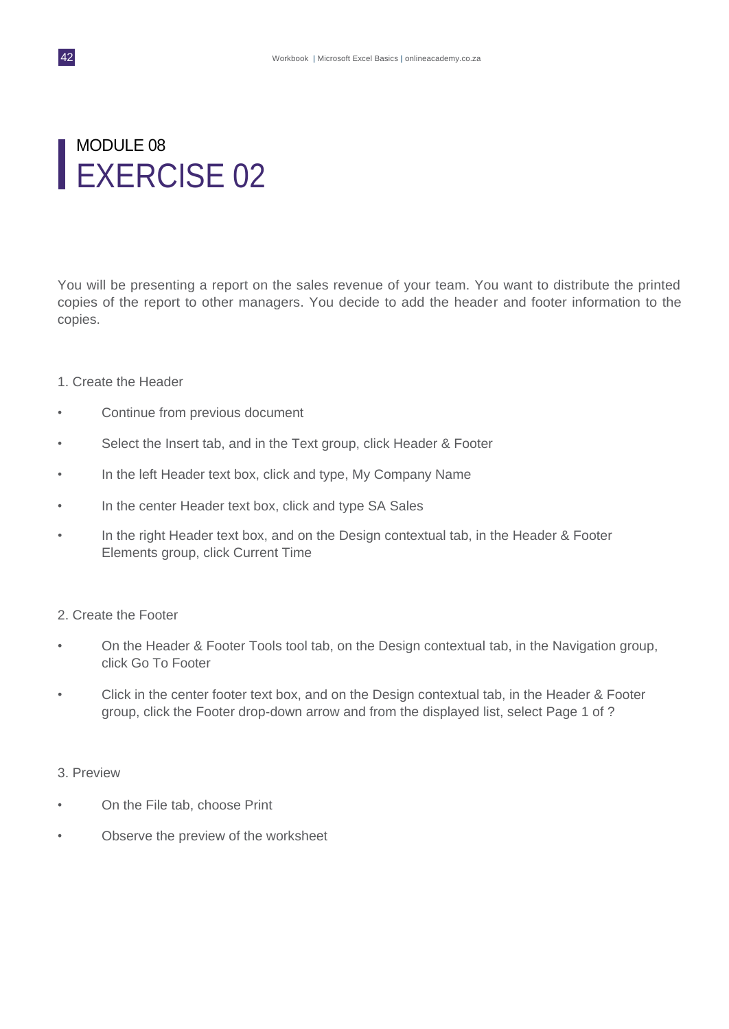# MODULE 08
# EXERCISE 02

You will be presenting a report on the sales revenue of your team. You want to distribute the printed copies of the report to other managers. You decide to add the header and footer information to the copies.

1. Create the Header

- Continue from previous document
- Select the Insert tab, and in the Text group, click Header & Footer
- In the left Header text box, click and type, My Company Name
- In the center Header text box, click and type SA Sales
- In the right Header text box, and on the Design contextual tab, in the Header & Footer Elements group, click Current Time

2. Create the Footer

- On the Header & Footer Tools tool tab, on the Design contextual tab, in the Navigation group, click Go To Footer
- Click in the center footer text box, and on the Design contextual tab, in the Header & Footer group, click the Footer drop-down arrow and from the displayed list, select Page 1 of ?

3. Preview

- On the File tab, choose Print
- Observe the preview of the worksheet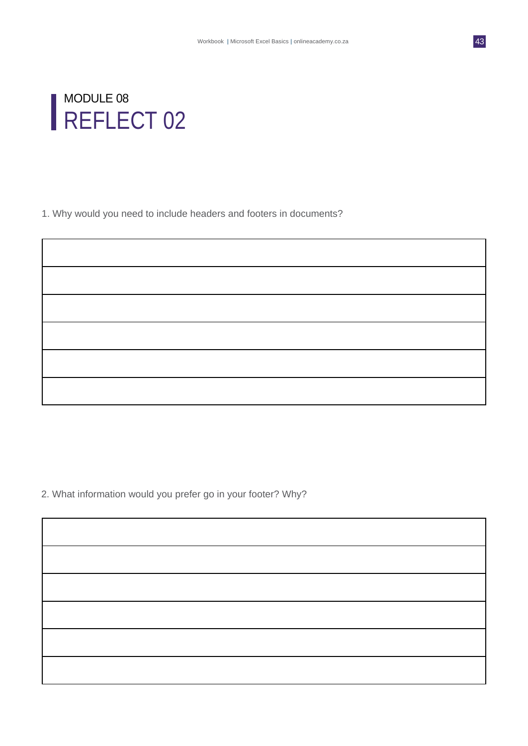# MODULE 08
# REFLECT 02

1. Why would you need to include headers and footers in documents?

| |
|---|
| |
| |
| |
| |
| |

2. What information would you prefer go in your footer? Why?

| |
|---|
| |
| |
| |
| |
| |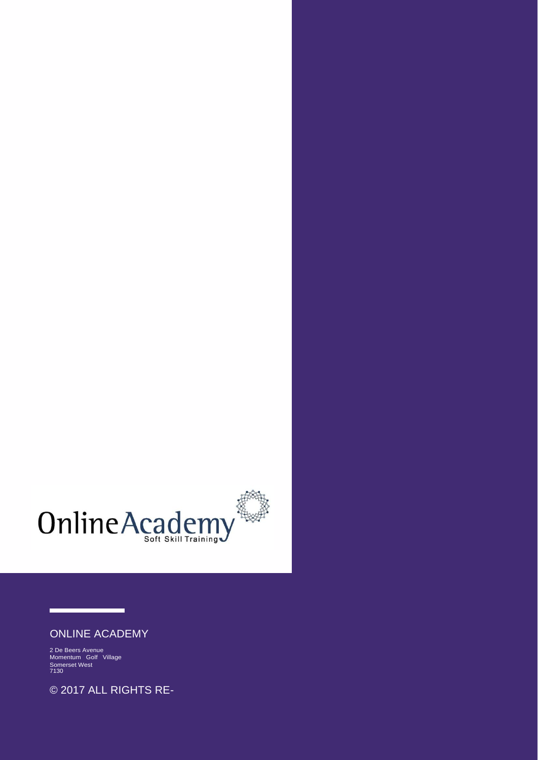Online Academy

Soft Skill Training

ONLINE ACADEMY

2 De Beers Avenue
Momentum Golf Village
Somerset West
7130

© 2017 ALL RIGHTS RE-